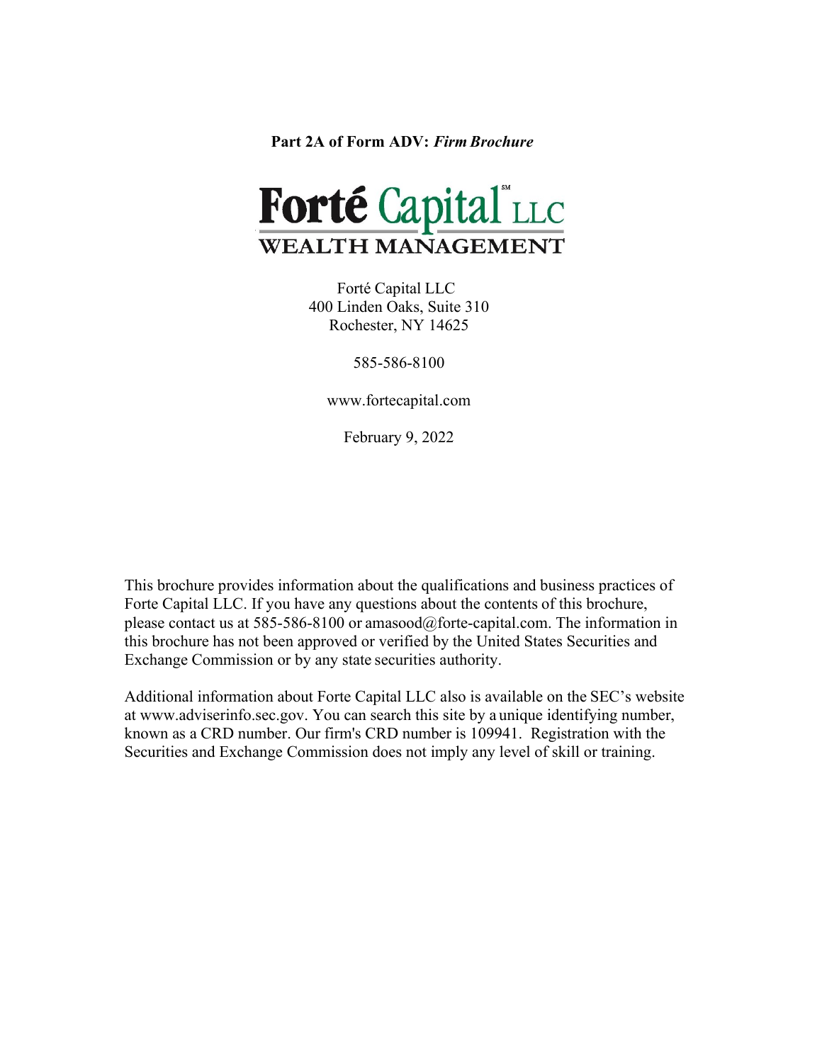**Part 2A of Form ADV:** ***Firm Brochure***

**Forté Capital** LLC
WEALTH MANAGEMENT

Forté Capital LLC
400 Linden Oaks, Suite 310
Rochester, NY 14625

585-586-8100

www.fortecapital.com

February 9, 2022

This brochure provides information about the qualifications and business practices of Forte Capital LLC. If you have any questions about the contents of this brochure, please contact us at 585-586-8100 or amasood@forte-capital.com. The information in this brochure has not been approved or verified by the United States Securities and Exchange Commission or by any state securities authority.

Additional information about Forte Capital LLC also is available on the SEC's website at www.adviserinfo.sec.gov. You can search this site by a unique identifying number, known as a CRD number. Our firm's CRD number is 109941. Registration with the Securities and Exchange Commission does not imply any level of skill or training.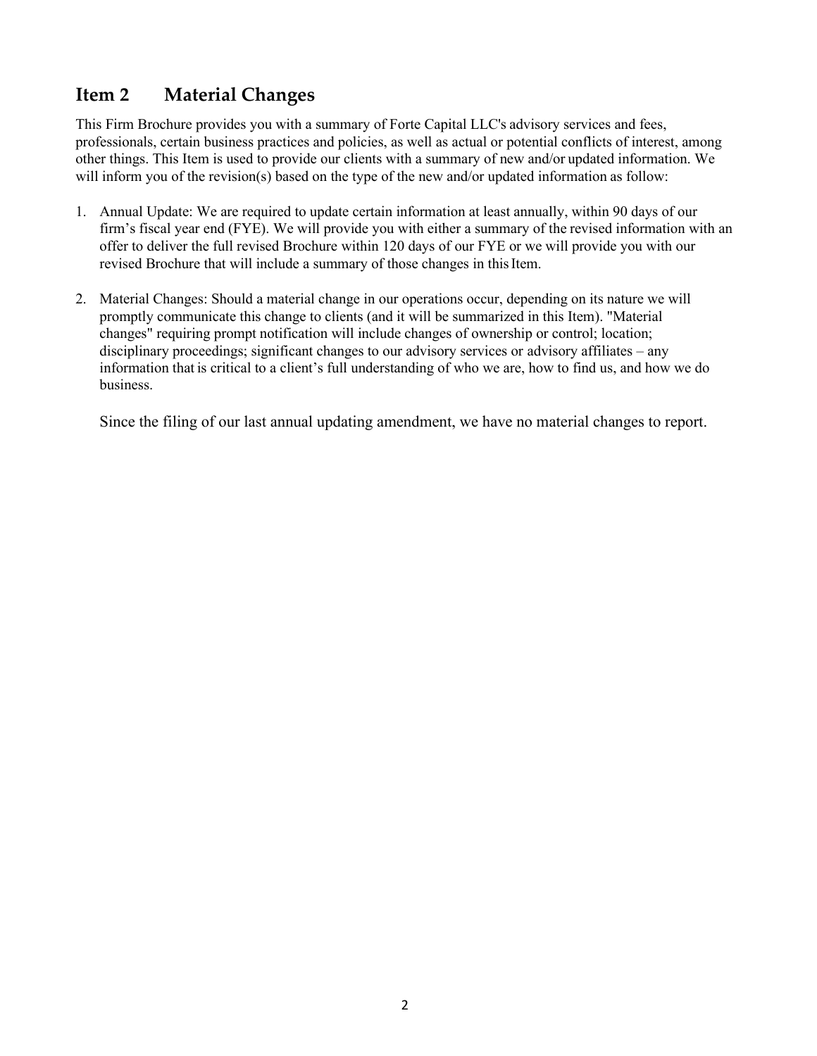## Item 2 Material Changes

This Firm Brochure provides you with a summary of Forte Capital LLC's advisory services and fees, professionals, certain business practices and policies, as well as actual or potential conflicts of interest, among other things. This Item is used to provide our clients with a summary of new and/or updated information. We will inform you of the revision(s) based on the type of the new and/or updated information as follow:

1. Annual Update: We are required to update certain information at least annually, within 90 days of our firm's fiscal year end (FYE). We will provide you with either a summary of the revised information with an offer to deliver the full revised Brochure within 120 days of our FYE or we will provide you with our revised Brochure that will include a summary of those changes in this Item.

2. Material Changes: Should a material change in our operations occur, depending on its nature we will promptly communicate this change to clients (and it will be summarized in this Item). "Material changes" requiring prompt notification will include changes of ownership or control; location; disciplinary proceedings; significant changes to our advisory services or advisory affiliates – any information that is critical to a client's full understanding of who we are, how to find us, and how we do business.

   Since the filing of our last annual updating amendment, we have no material changes to report.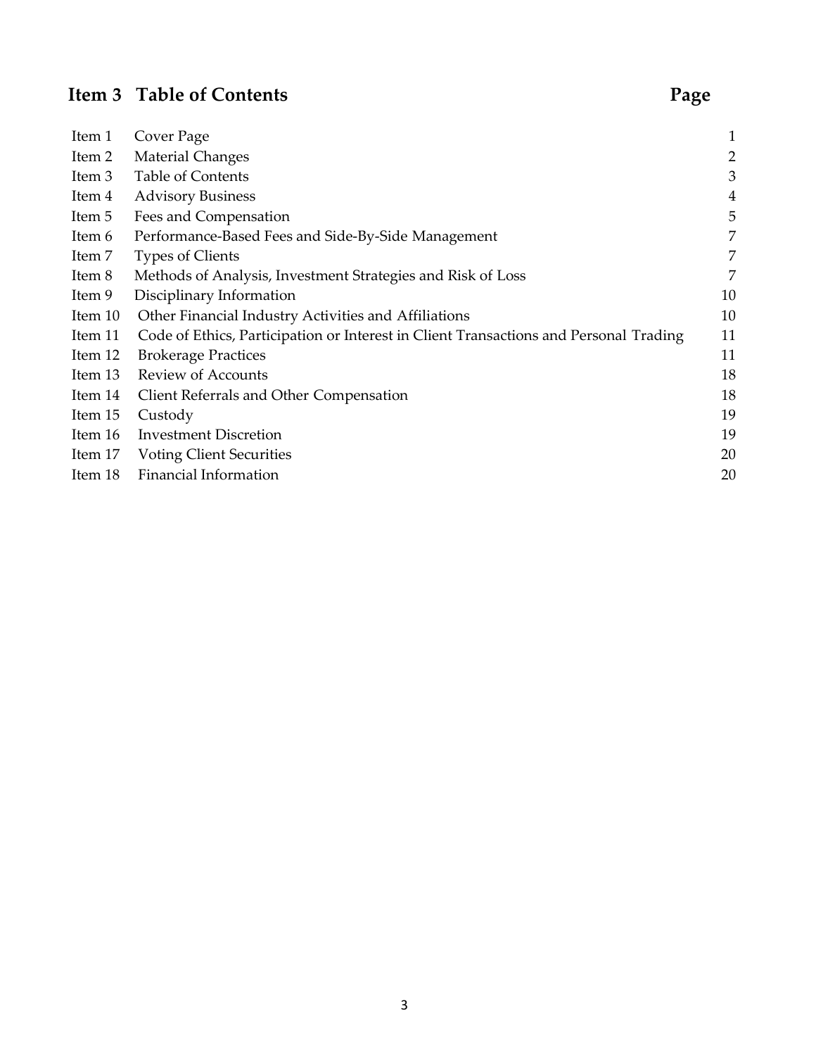## Item 3 Table of Contents

| | | Page |
|---|---|---|
| Item 1 | Cover Page | 1 |
| Item 2 | Material Changes | 2 |
| Item 3 | Table of Contents | 3 |
| Item 4 | Advisory Business | 4 |
| Item 5 | Fees and Compensation | 5 |
| Item 6 | Performance-Based Fees and Side-By-Side Management | 7 |
| Item 7 | Types of Clients | 7 |
| Item 8 | Methods of Analysis, Investment Strategies and Risk of Loss | 7 |
| Item 9 | Disciplinary Information | 10 |
| Item 10 | Other Financial Industry Activities and Affiliations | 10 |
| Item 11 | Code of Ethics, Participation or Interest in Client Transactions and Personal Trading | 11 |
| Item 12 | Brokerage Practices | 11 |
| Item 13 | Review of Accounts | 18 |
| Item 14 | Client Referrals and Other Compensation | 18 |
| Item 15 | Custody | 19 |
| Item 16 | Investment Discretion | 19 |
| Item 17 | Voting Client Securities | 20 |
| Item 18 | Financial Information | 20 |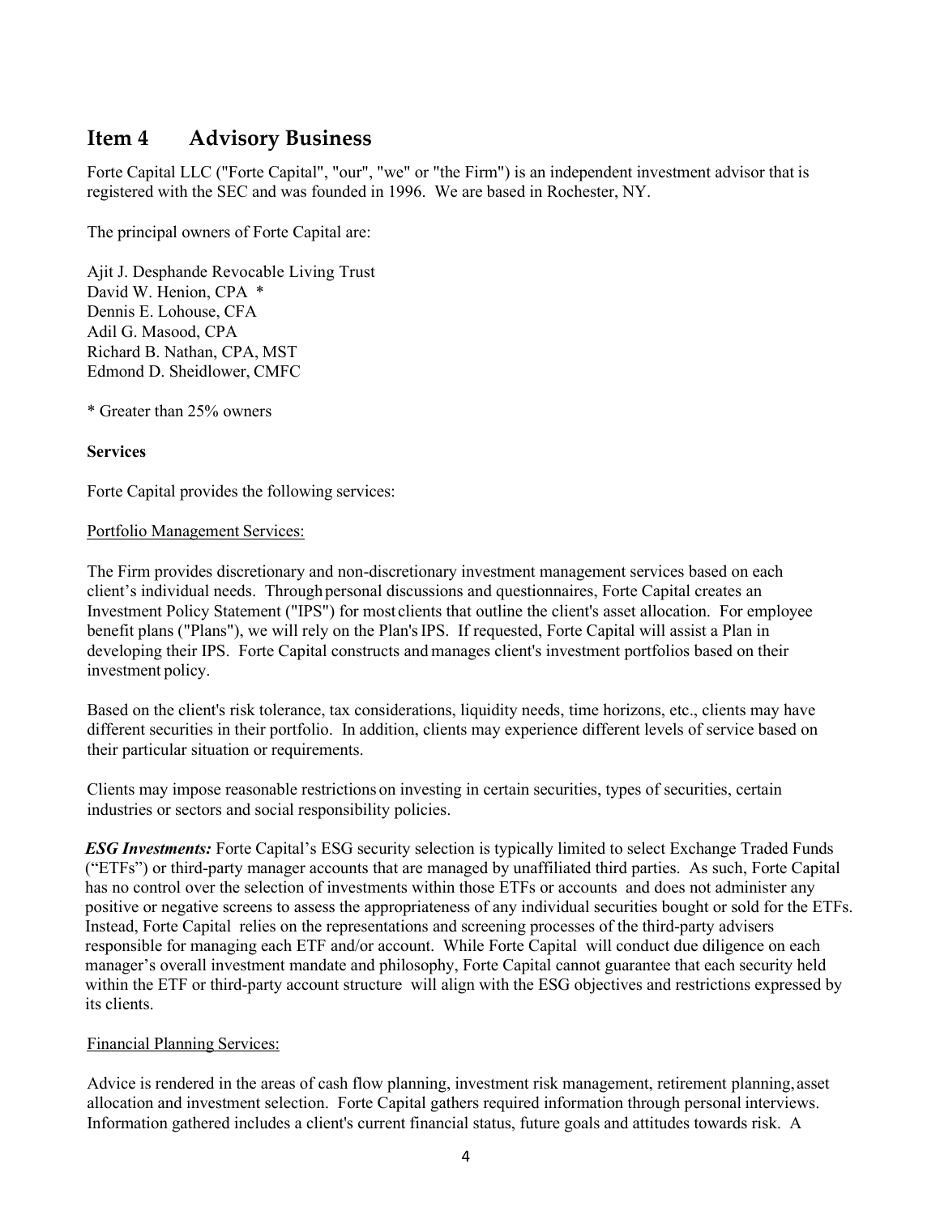## Item 4 Advisory Business

Forte Capital LLC ("Forte Capital", "our", "we" or "the Firm") is an independent investment advisor that is registered with the SEC and was founded in 1996. We are based in Rochester, NY.

The principal owners of Forte Capital are:

Ajit J. Desphande Revocable Living Trust
David W. Henion, CPA *
Dennis E. Lohouse, CFA
Adil G. Masood, CPA
Richard B. Nathan, CPA, MST
Edmond D. Sheidlower, CMFC

* Greater than 25% owners

**Services**

Forte Capital provides the following services:

Portfolio Management Services:

The Firm provides discretionary and non-discretionary investment management services based on each client's individual needs. Through personal discussions and questionnaires, Forte Capital creates an Investment Policy Statement ("IPS") for most clients that outline the client's asset allocation. For employee benefit plans ("Plans"), we will rely on the Plan's IPS. If requested, Forte Capital will assist a Plan in developing their IPS. Forte Capital constructs and manages client's investment portfolios based on their investment policy.

Based on the client's risk tolerance, tax considerations, liquidity needs, time horizons, etc., clients may have different securities in their portfolio. In addition, clients may experience different levels of service based on their particular situation or requirements.

Clients may impose reasonable restrictions on investing in certain securities, types of securities, certain industries or sectors and social responsibility policies.

***ESG Investments:*** Forte Capital's ESG security selection is typically limited to select Exchange Traded Funds ("ETFs") or third-party manager accounts that are managed by unaffiliated third parties. As such, Forte Capital has no control over the selection of investments within those ETFs or accounts and does not administer any positive or negative screens to assess the appropriateness of any individual securities bought or sold for the ETFs. Instead, Forte Capital relies on the representations and screening processes of the third-party advisers responsible for managing each ETF and/or account. While Forte Capital will conduct due diligence on each manager's overall investment mandate and philosophy, Forte Capital cannot guarantee that each security held within the ETF or third-party account structure will align with the ESG objectives and restrictions expressed by its clients.

Financial Planning Services:

Advice is rendered in the areas of cash flow planning, investment risk management, retirement planning, asset allocation and investment selection. Forte Capital gathers required information through personal interviews. Information gathered includes a client's current financial status, future goals and attitudes towards risk. A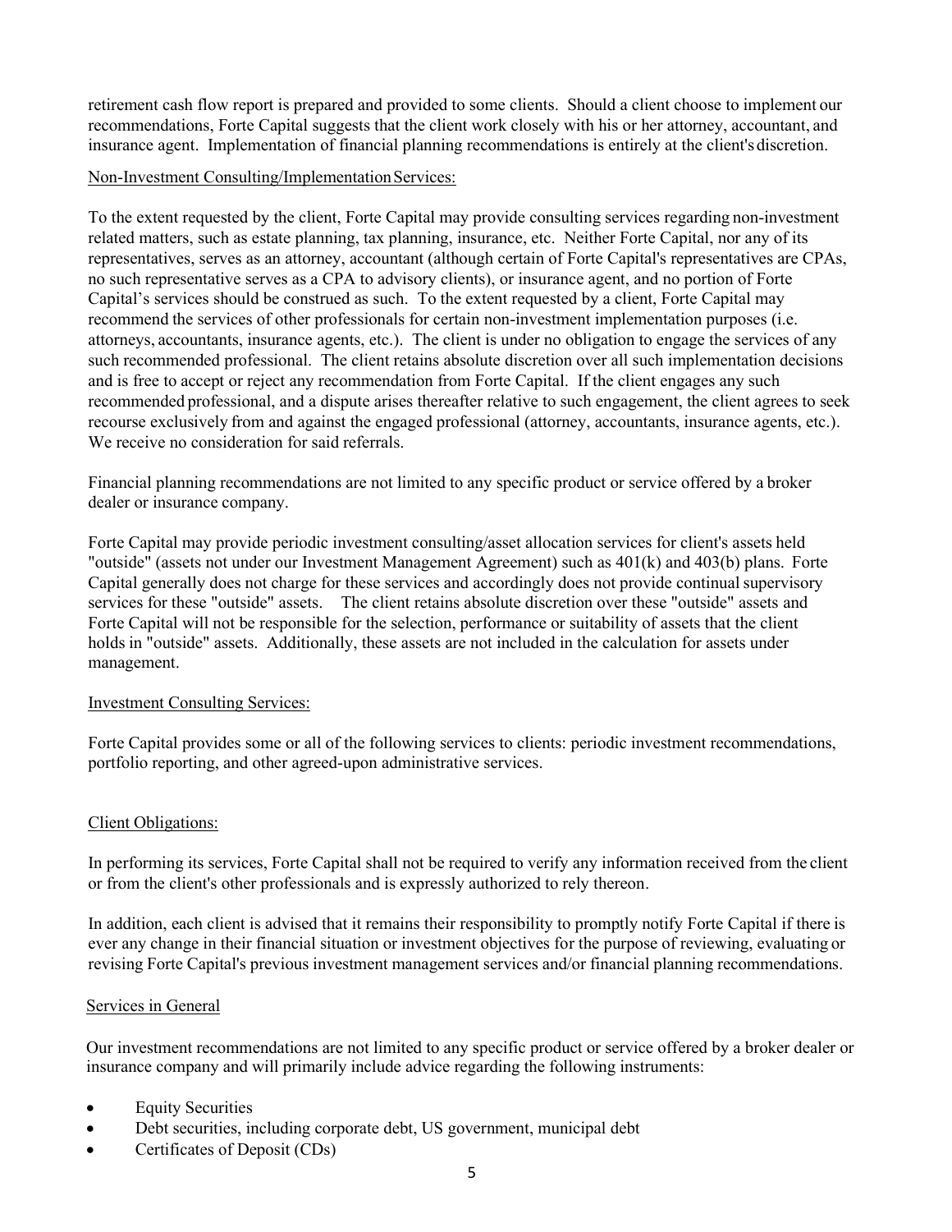retirement cash flow report is prepared and provided to some clients. Should a client choose to implement our recommendations, Forte Capital suggests that the client work closely with his or her attorney, accountant, and insurance agent. Implementation of financial planning recommendations is entirely at the client's discretion.

Non-Investment Consulting/Implementation Services:

To the extent requested by the client, Forte Capital may provide consulting services regarding non-investment related matters, such as estate planning, tax planning, insurance, etc. Neither Forte Capital, nor any of its representatives, serves as an attorney, accountant (although certain of Forte Capital's representatives are CPAs, no such representative serves as a CPA to advisory clients), or insurance agent, and no portion of Forte Capital's services should be construed as such. To the extent requested by a client, Forte Capital may recommend the services of other professionals for certain non-investment implementation purposes (i.e. attorneys, accountants, insurance agents, etc.). The client is under no obligation to engage the services of any such recommended professional. The client retains absolute discretion over all such implementation decisions and is free to accept or reject any recommendation from Forte Capital. If the client engages any such recommended professional, and a dispute arises thereafter relative to such engagement, the client agrees to seek recourse exclusively from and against the engaged professional (attorney, accountants, insurance agents, etc.). We receive no consideration for said referrals.

Financial planning recommendations are not limited to any specific product or service offered by a broker dealer or insurance company.

Forte Capital may provide periodic investment consulting/asset allocation services for client's assets held "outside" (assets not under our Investment Management Agreement) such as 401(k) and 403(b) plans. Forte Capital generally does not charge for these services and accordingly does not provide continual supervisory services for these "outside" assets. The client retains absolute discretion over these "outside" assets and Forte Capital will not be responsible for the selection, performance or suitability of assets that the client holds in "outside" assets. Additionally, these assets are not included in the calculation for assets under management.

Investment Consulting Services:

Forte Capital provides some or all of the following services to clients: periodic investment recommendations, portfolio reporting, and other agreed-upon administrative services.

Client Obligations:

In performing its services, Forte Capital shall not be required to verify any information received from the client or from the client's other professionals and is expressly authorized to rely thereon.

In addition, each client is advised that it remains their responsibility to promptly notify Forte Capital if there is ever any change in their financial situation or investment objectives for the purpose of reviewing, evaluating or revising Forte Capital's previous investment management services and/or financial planning recommendations.

Services in General

Our investment recommendations are not limited to any specific product or service offered by a broker dealer or insurance company and will primarily include advice regarding the following instruments:

- Equity Securities
- Debt securities, including corporate debt, US government, municipal debt
- Certificates of Deposit (CDs)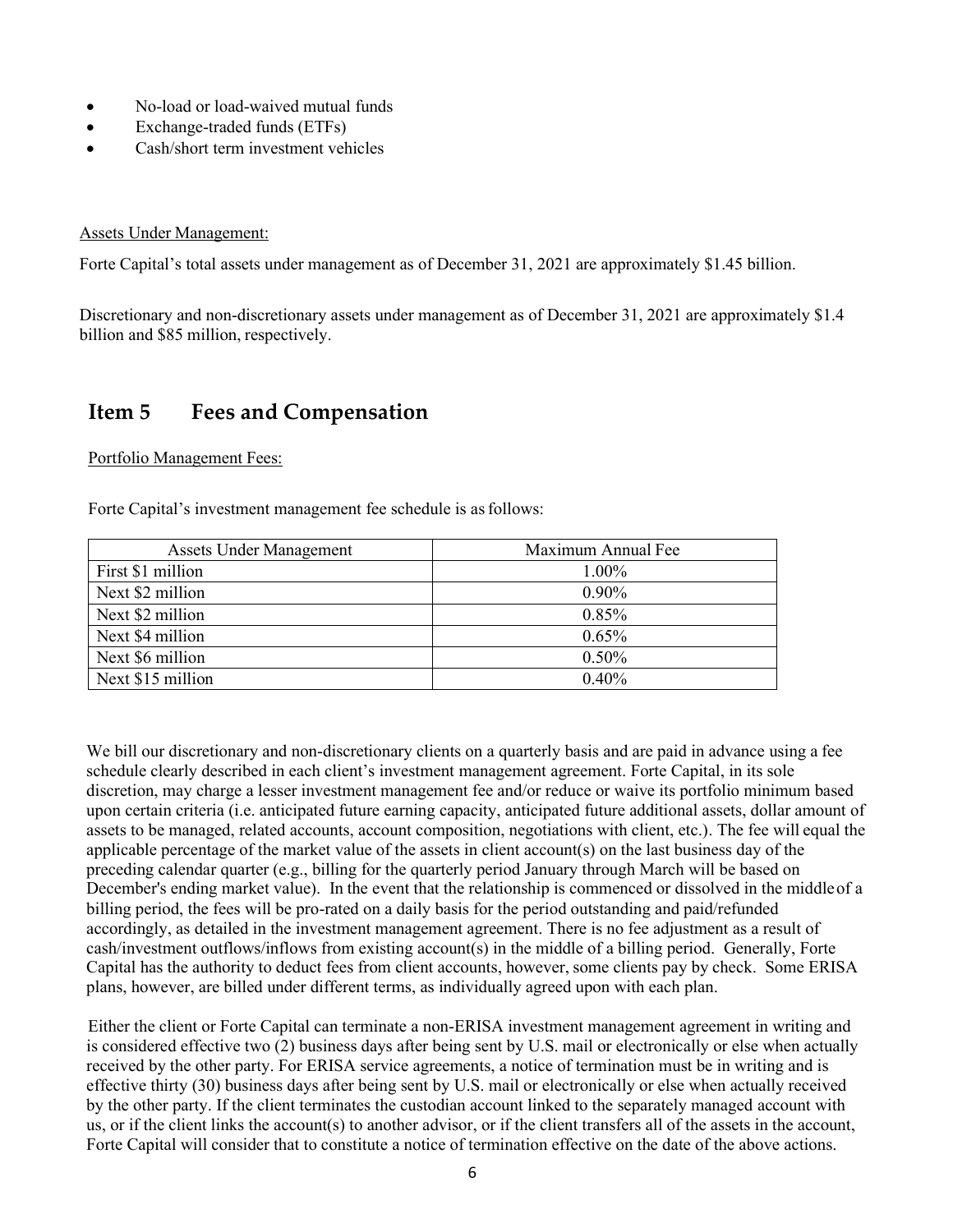- No-load or load-waived mutual funds
- Exchange-traded funds (ETFs)
- Cash/short term investment vehicles

Assets Under Management:

Forte Capital's total assets under management as of December 31, 2021 are approximately $1.45 billion.

Discretionary and non-discretionary assets under management as of December 31, 2021 are approximately $1.4 billion and $85 million, respectively.

## Item 5 Fees and Compensation

Portfolio Management Fees:

Forte Capital's investment management fee schedule is as follows:

| Assets Under Management | Maximum Annual Fee |
|---|---|
| First $1 million | 1.00% |
| Next $2 million | 0.90% |
| Next $2 million | 0.85% |
| Next $4 million | 0.65% |
| Next $6 million | 0.50% |
| Next $15 million | 0.40% |

We bill our discretionary and non-discretionary clients on a quarterly basis and are paid in advance using a fee schedule clearly described in each client's investment management agreement. Forte Capital, in its sole discretion, may charge a lesser investment management fee and/or reduce or waive its portfolio minimum based upon certain criteria (i.e. anticipated future earning capacity, anticipated future additional assets, dollar amount of assets to be managed, related accounts, account composition, negotiations with client, etc.). The fee will equal the applicable percentage of the market value of the assets in client account(s) on the last business day of the preceding calendar quarter (e.g., billing for the quarterly period January through March will be based on December's ending market value). In the event that the relationship is commenced or dissolved in the middle of a billing period, the fees will be pro-rated on a daily basis for the period outstanding and paid/refunded accordingly, as detailed in the investment management agreement. There is no fee adjustment as a result of cash/investment outflows/inflows from existing account(s) in the middle of a billing period. Generally, Forte Capital has the authority to deduct fees from client accounts, however, some clients pay by check. Some ERISA plans, however, are billed under different terms, as individually agreed upon with each plan.

Either the client or Forte Capital can terminate a non-ERISA investment management agreement in writing and is considered effective two (2) business days after being sent by U.S. mail or electronically or else when actually received by the other party. For ERISA service agreements, a notice of termination must be in writing and is effective thirty (30) business days after being sent by U.S. mail or electronically or else when actually received by the other party. If the client terminates the custodian account linked to the separately managed account with us, or if the client links the account(s) to another advisor, or if the client transfers all of the assets in the account, Forte Capital will consider that to constitute a notice of termination effective on the date of the above actions.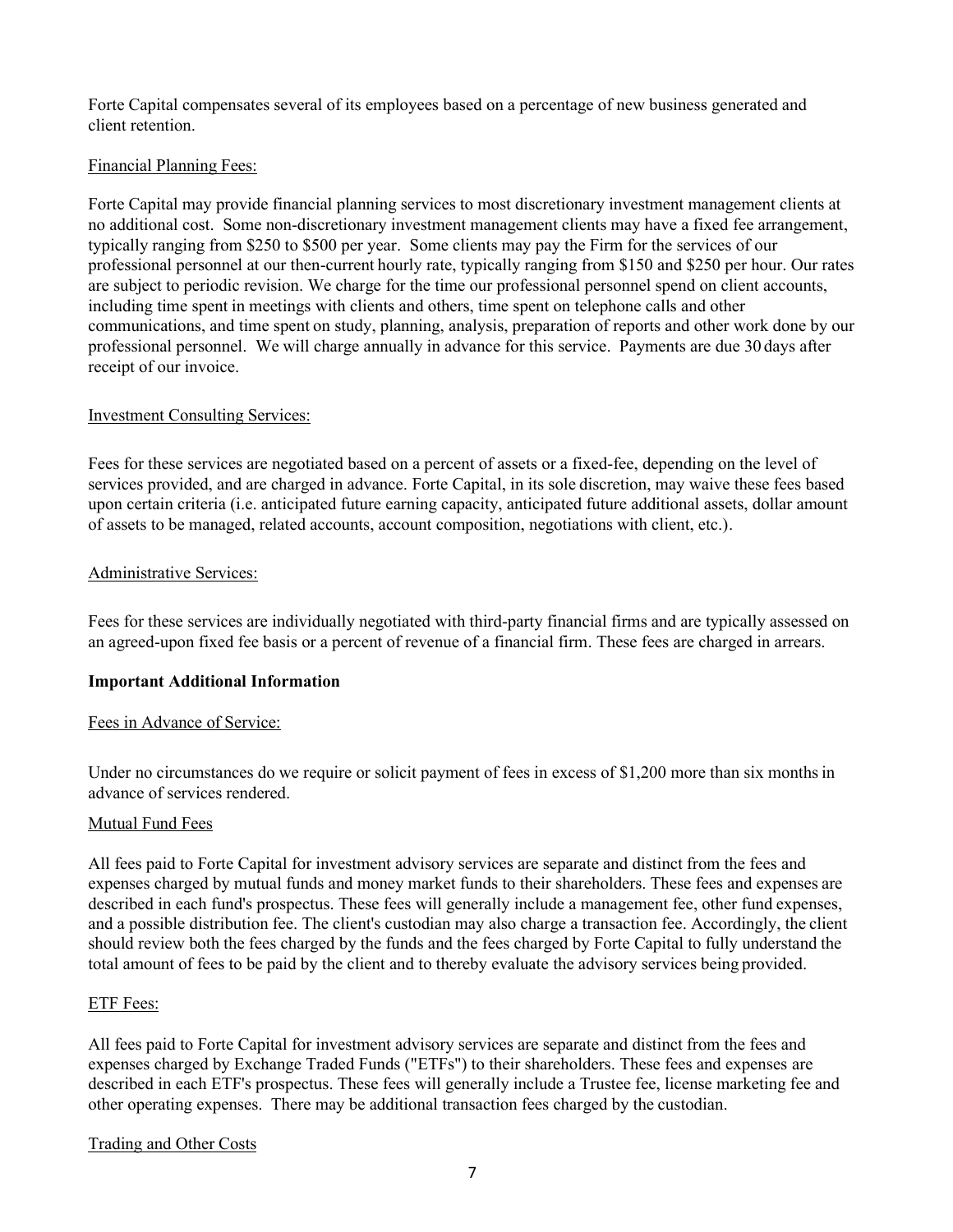Forte Capital compensates several of its employees based on a percentage of new business generated and client retention.

Financial Planning Fees:

Forte Capital may provide financial planning services to most discretionary investment management clients at no additional cost. Some non-discretionary investment management clients may have a fixed fee arrangement, typically ranging from $250 to $500 per year. Some clients may pay the Firm for the services of our professional personnel at our then-current hourly rate, typically ranging from $150 and $250 per hour. Our rates are subject to periodic revision. We charge for the time our professional personnel spend on client accounts, including time spent in meetings with clients and others, time spent on telephone calls and other communications, and time spent on study, planning, analysis, preparation of reports and other work done by our professional personnel. We will charge annually in advance for this service. Payments are due 30 days after receipt of our invoice.

Investment Consulting Services:

Fees for these services are negotiated based on a percent of assets or a fixed-fee, depending on the level of services provided, and are charged in advance. Forte Capital, in its sole discretion, may waive these fees based upon certain criteria (i.e. anticipated future earning capacity, anticipated future additional assets, dollar amount of assets to be managed, related accounts, account composition, negotiations with client, etc.).

Administrative Services:

Fees for these services are individually negotiated with third-party financial firms and are typically assessed on an agreed-upon fixed fee basis or a percent of revenue of a financial firm. These fees are charged in arrears.

**Important Additional Information**

Fees in Advance of Service:

Under no circumstances do we require or solicit payment of fees in excess of $1,200 more than six months in advance of services rendered.

Mutual Fund Fees

All fees paid to Forte Capital for investment advisory services are separate and distinct from the fees and expenses charged by mutual funds and money market funds to their shareholders. These fees and expenses are described in each fund's prospectus. These fees will generally include a management fee, other fund expenses, and a possible distribution fee. The client's custodian may also charge a transaction fee. Accordingly, the client should review both the fees charged by the funds and the fees charged by Forte Capital to fully understand the total amount of fees to be paid by the client and to thereby evaluate the advisory services being provided.

ETF Fees:

All fees paid to Forte Capital for investment advisory services are separate and distinct from the fees and expenses charged by Exchange Traded Funds ("ETFs") to their shareholders. These fees and expenses are described in each ETF's prospectus. These fees will generally include a Trustee fee, license marketing fee and other operating expenses. There may be additional transaction fees charged by the custodian.

Trading and Other Costs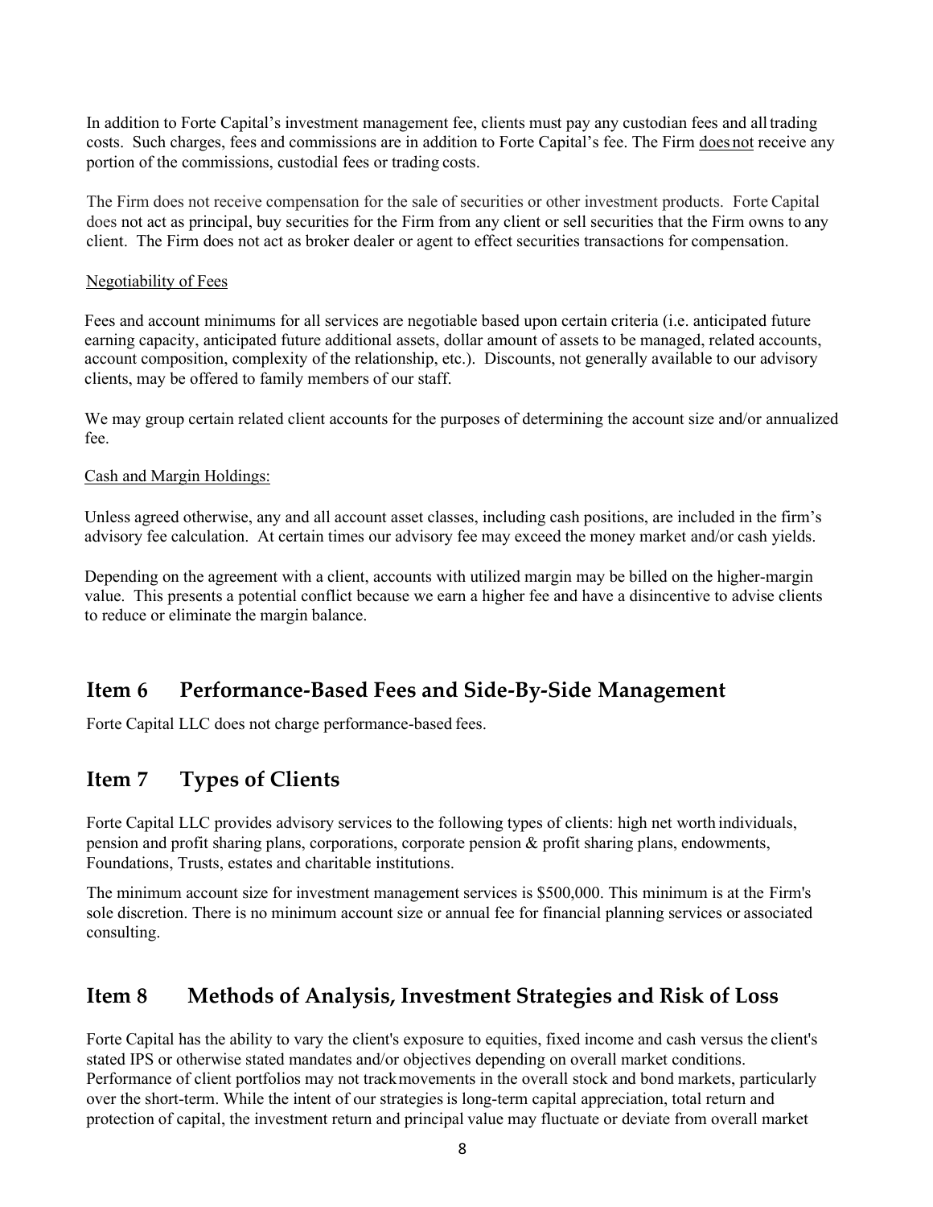In addition to Forte Capital's investment management fee, clients must pay any custodian fees and all trading costs. Such charges, fees and commissions are in addition to Forte Capital's fee. The Firm does not receive any portion of the commissions, custodial fees or trading costs.

The Firm does not receive compensation for the sale of securities or other investment products. Forte Capital does not act as principal, buy securities for the Firm from any client or sell securities that the Firm owns to any client. The Firm does not act as broker dealer or agent to effect securities transactions for compensation.

Negotiability of Fees

Fees and account minimums for all services are negotiable based upon certain criteria (i.e. anticipated future earning capacity, anticipated future additional assets, dollar amount of assets to be managed, related accounts, account composition, complexity of the relationship, etc.). Discounts, not generally available to our advisory clients, may be offered to family members of our staff.

We may group certain related client accounts for the purposes of determining the account size and/or annualized fee.

Cash and Margin Holdings:

Unless agreed otherwise, any and all account asset classes, including cash positions, are included in the firm's advisory fee calculation. At certain times our advisory fee may exceed the money market and/or cash yields.

Depending on the agreement with a client, accounts with utilized margin may be billed on the higher-margin value. This presents a potential conflict because we earn a higher fee and have a disincentive to advise clients to reduce or eliminate the margin balance.

## Item 6 Performance-Based Fees and Side-By-Side Management

Forte Capital LLC does not charge performance-based fees.

## Item 7 Types of Clients

Forte Capital LLC provides advisory services to the following types of clients: high net worth individuals, pension and profit sharing plans, corporations, corporate pension & profit sharing plans, endowments, Foundations, Trusts, estates and charitable institutions.

The minimum account size for investment management services is $500,000. This minimum is at the Firm's sole discretion. There is no minimum account size or annual fee for financial planning services or associated consulting.

## Item 8 Methods of Analysis, Investment Strategies and Risk of Loss

Forte Capital has the ability to vary the client's exposure to equities, fixed income and cash versus the client's stated IPS or otherwise stated mandates and/or objectives depending on overall market conditions. Performance of client portfolios may not track movements in the overall stock and bond markets, particularly over the short-term. While the intent of our strategies is long-term capital appreciation, total return and protection of capital, the investment return and principal value may fluctuate or deviate from overall market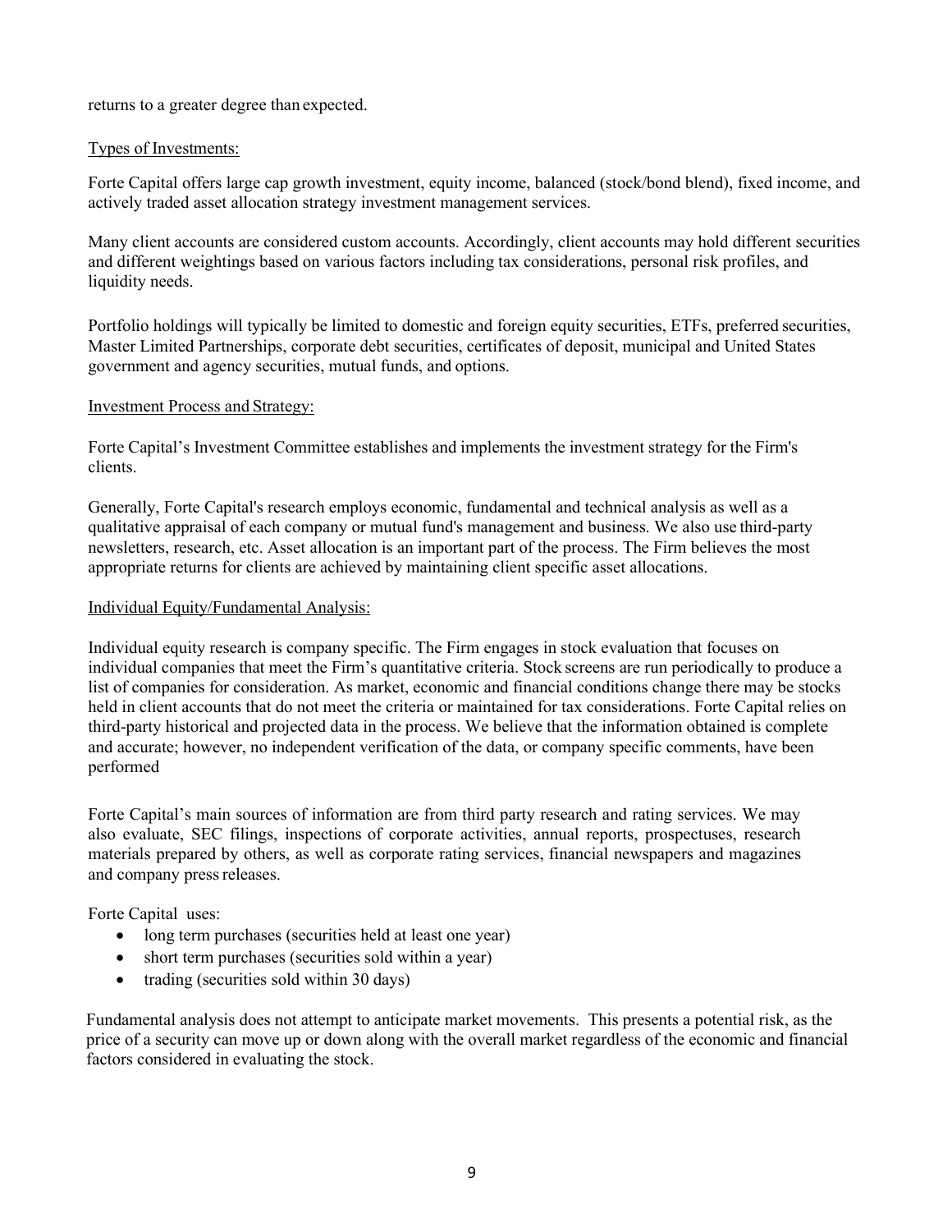returns to a greater degree than expected.

## Types of Investments:

Forte Capital offers large cap growth investment, equity income, balanced (stock/bond blend), fixed income, and actively traded asset allocation strategy investment management services.

Many client accounts are considered custom accounts. Accordingly, client accounts may hold different securities and different weightings based on various factors including tax considerations, personal risk profiles, and liquidity needs.

Portfolio holdings will typically be limited to domestic and foreign equity securities, ETFs, preferred securities, Master Limited Partnerships, corporate debt securities, certificates of deposit, municipal and United States government and agency securities, mutual funds, and options.

## Investment Process and Strategy:

Forte Capital's Investment Committee establishes and implements the investment strategy for the Firm's clients.

Generally, Forte Capital's research employs economic, fundamental and technical analysis as well as a qualitative appraisal of each company or mutual fund's management and business. We also use third-party newsletters, research, etc. Asset allocation is an important part of the process. The Firm believes the most appropriate returns for clients are achieved by maintaining client specific asset allocations.

## Individual Equity/Fundamental Analysis:

Individual equity research is company specific. The Firm engages in stock evaluation that focuses on individual companies that meet the Firm's quantitative criteria. Stock screens are run periodically to produce a list of companies for consideration. As market, economic and financial conditions change there may be stocks held in client accounts that do not meet the criteria or maintained for tax considerations. Forte Capital relies on third-party historical and projected data in the process. We believe that the information obtained is complete and accurate; however, no independent verification of the data, or company specific comments, have been performed

Forte Capital's main sources of information are from third party research and rating services. We may also evaluate, SEC filings, inspections of corporate activities, annual reports, prospectuses, research materials prepared by others, as well as corporate rating services, financial newspapers and magazines and company press releases.

Forte Capital uses:

- long term purchases (securities held at least one year)
- short term purchases (securities sold within a year)
- trading (securities sold within 30 days)

Fundamental analysis does not attempt to anticipate market movements. This presents a potential risk, as the price of a security can move up or down along with the overall market regardless of the economic and financial factors considered in evaluating the stock.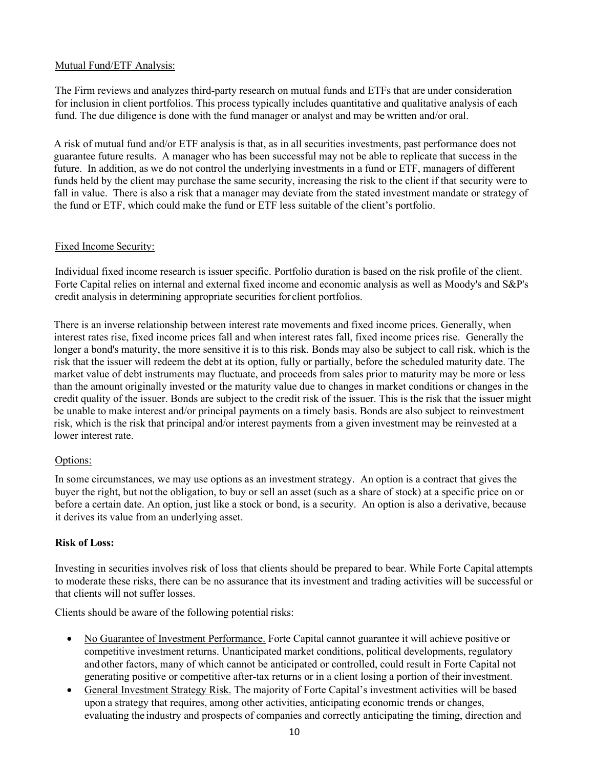Mutual Fund/ETF Analysis:

The Firm reviews and analyzes third-party research on mutual funds and ETFs that are under consideration for inclusion in client portfolios. This process typically includes quantitative and qualitative analysis of each fund. The due diligence is done with the fund manager or analyst and may be written and/or oral.

A risk of mutual fund and/or ETF analysis is that, as in all securities investments, past performance does not guarantee future results. A manager who has been successful may not be able to replicate that success in the future. In addition, as we do not control the underlying investments in a fund or ETF, managers of different funds held by the client may purchase the same security, increasing the risk to the client if that security were to fall in value. There is also a risk that a manager may deviate from the stated investment mandate or strategy of the fund or ETF, which could make the fund or ETF less suitable of the client's portfolio.

Fixed Income Security:

Individual fixed income research is issuer specific. Portfolio duration is based on the risk profile of the client. Forte Capital relies on internal and external fixed income and economic analysis as well as Moody's and S&P's credit analysis in determining appropriate securities for client portfolios.

There is an inverse relationship between interest rate movements and fixed income prices. Generally, when interest rates rise, fixed income prices fall and when interest rates fall, fixed income prices rise. Generally the longer a bond's maturity, the more sensitive it is to this risk. Bonds may also be subject to call risk, which is the risk that the issuer will redeem the debt at its option, fully or partially, before the scheduled maturity date. The market value of debt instruments may fluctuate, and proceeds from sales prior to maturity may be more or less than the amount originally invested or the maturity value due to changes in market conditions or changes in the credit quality of the issuer. Bonds are subject to the credit risk of the issuer. This is the risk that the issuer might be unable to make interest and/or principal payments on a timely basis. Bonds are also subject to reinvestment risk, which is the risk that principal and/or interest payments from a given investment may be reinvested at a lower interest rate.

Options:

In some circumstances, we may use options as an investment strategy. An option is a contract that gives the buyer the right, but not the obligation, to buy or sell an asset (such as a share of stock) at a specific price on or before a certain date. An option, just like a stock or bond, is a security. An option is also a derivative, because it derives its value from an underlying asset.

**Risk of Loss:**

Investing in securities involves risk of loss that clients should be prepared to bear. While Forte Capital attempts to moderate these risks, there can be no assurance that its investment and trading activities will be successful or that clients will not suffer losses.

Clients should be aware of the following potential risks:

- No Guarantee of Investment Performance. Forte Capital cannot guarantee it will achieve positive or competitive investment returns. Unanticipated market conditions, political developments, regulatory and other factors, many of which cannot be anticipated or controlled, could result in Forte Capital not generating positive or competitive after-tax returns or in a client losing a portion of their investment.
- General Investment Strategy Risk. The majority of Forte Capital's investment activities will be based upon a strategy that requires, among other activities, anticipating economic trends or changes, evaluating the industry and prospects of companies and correctly anticipating the timing, direction and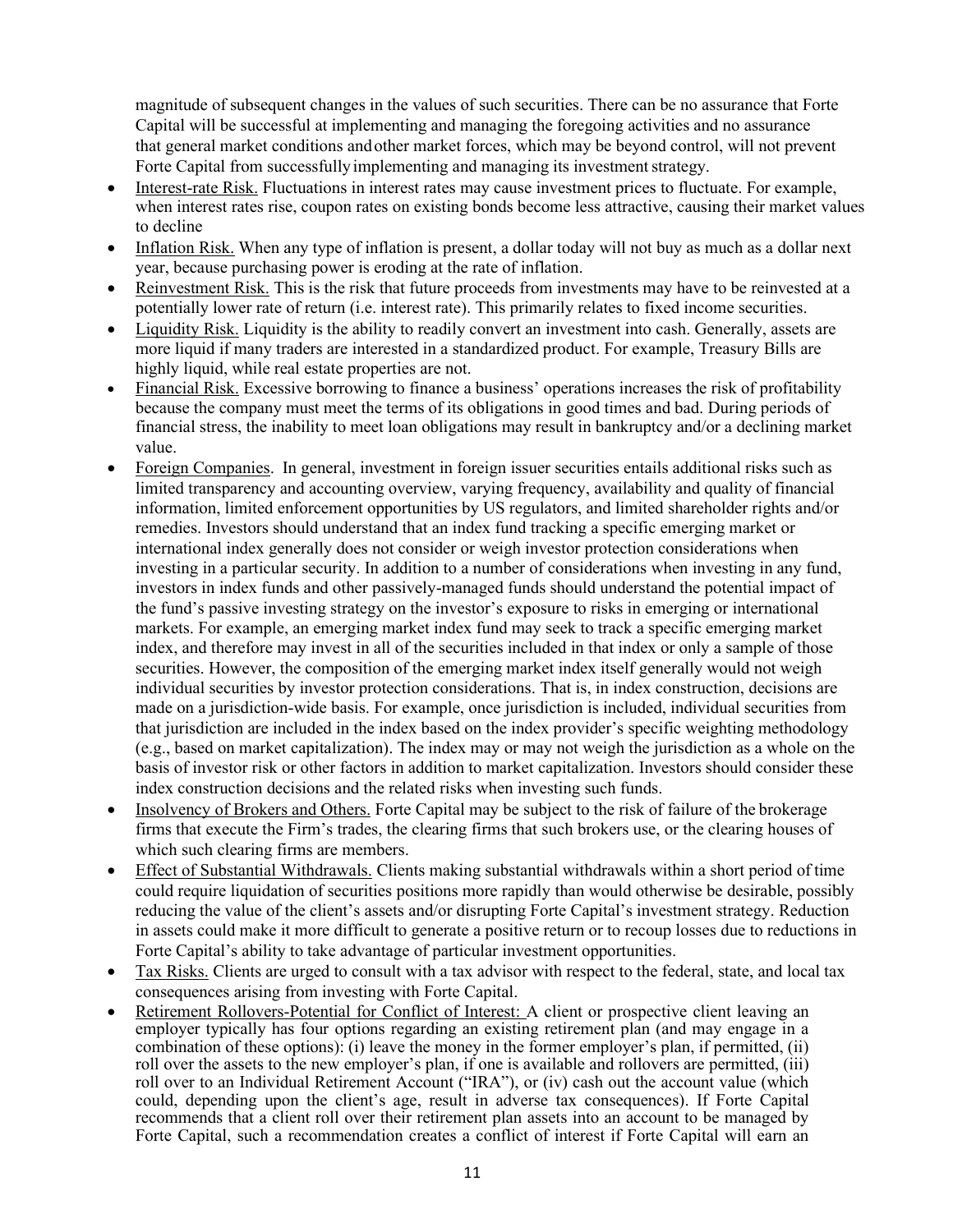magnitude of subsequent changes in the values of such securities. There can be no assurance that Forte Capital will be successful at implementing and managing the foregoing activities and no assurance that general market conditions and other market forces, which may be beyond control, will not prevent Forte Capital from successfully implementing and managing its investment strategy.

- Interest-rate Risk. Fluctuations in interest rates may cause investment prices to fluctuate. For example, when interest rates rise, coupon rates on existing bonds become less attractive, causing their market values to decline
- Inflation Risk. When any type of inflation is present, a dollar today will not buy as much as a dollar next year, because purchasing power is eroding at the rate of inflation.
- Reinvestment Risk. This is the risk that future proceeds from investments may have to be reinvested at a potentially lower rate of return (i.e. interest rate). This primarily relates to fixed income securities.
- Liquidity Risk. Liquidity is the ability to readily convert an investment into cash. Generally, assets are more liquid if many traders are interested in a standardized product. For example, Treasury Bills are highly liquid, while real estate properties are not.
- Financial Risk. Excessive borrowing to finance a business' operations increases the risk of profitability because the company must meet the terms of its obligations in good times and bad. During periods of financial stress, the inability to meet loan obligations may result in bankruptcy and/or a declining market value.
- Foreign Companies. In general, investment in foreign issuer securities entails additional risks such as limited transparency and accounting overview, varying frequency, availability and quality of financial information, limited enforcement opportunities by US regulators, and limited shareholder rights and/or remedies. Investors should understand that an index fund tracking a specific emerging market or international index generally does not consider or weigh investor protection considerations when investing in a particular security. In addition to a number of considerations when investing in any fund, investors in index funds and other passively-managed funds should understand the potential impact of the fund's passive investing strategy on the investor's exposure to risks in emerging or international markets. For example, an emerging market index fund may seek to track a specific emerging market index, and therefore may invest in all of the securities included in that index or only a sample of those securities. However, the composition of the emerging market index itself generally would not weigh individual securities by investor protection considerations. That is, in index construction, decisions are made on a jurisdiction-wide basis. For example, once jurisdiction is included, individual securities from that jurisdiction are included in the index based on the index provider's specific weighting methodology (e.g., based on market capitalization). The index may or may not weigh the jurisdiction as a whole on the basis of investor risk or other factors in addition to market capitalization. Investors should consider these index construction decisions and the related risks when investing such funds.
- Insolvency of Brokers and Others. Forte Capital may be subject to the risk of failure of the brokerage firms that execute the Firm's trades, the clearing firms that such brokers use, or the clearing houses of which such clearing firms are members.
- Effect of Substantial Withdrawals. Clients making substantial withdrawals within a short period of time could require liquidation of securities positions more rapidly than would otherwise be desirable, possibly reducing the value of the client's assets and/or disrupting Forte Capital's investment strategy. Reduction in assets could make it more difficult to generate a positive return or to recoup losses due to reductions in Forte Capital's ability to take advantage of particular investment opportunities.
- Tax Risks. Clients are urged to consult with a tax advisor with respect to the federal, state, and local tax consequences arising from investing with Forte Capital.
- Retirement Rollovers-Potential for Conflict of Interest: A client or prospective client leaving an employer typically has four options regarding an existing retirement plan (and may engage in a combination of these options): (i) leave the money in the former employer's plan, if permitted, (ii) roll over the assets to the new employer's plan, if one is available and rollovers are permitted, (iii) roll over to an Individual Retirement Account ("IRA"), or (iv) cash out the account value (which could, depending upon the client's age, result in adverse tax consequences). If Forte Capital recommends that a client roll over their retirement plan assets into an account to be managed by Forte Capital, such a recommendation creates a conflict of interest if Forte Capital will earn an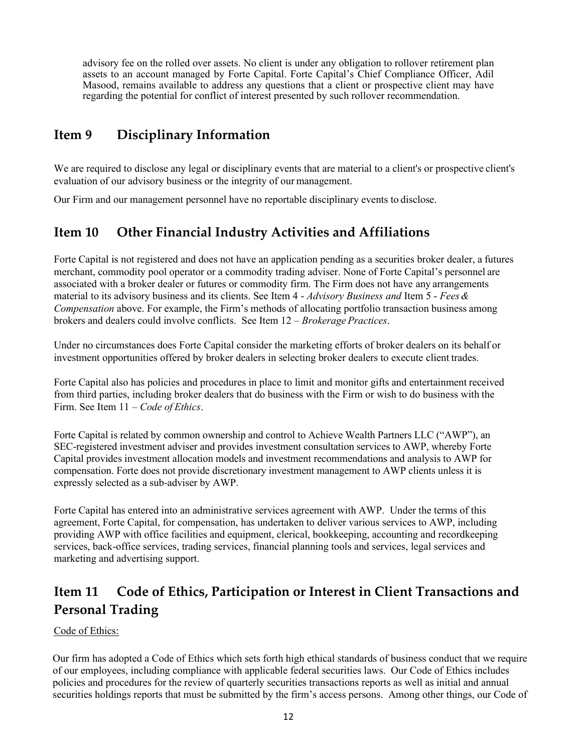advisory fee on the rolled over assets. No client is under any obligation to rollover retirement plan assets to an account managed by Forte Capital. Forte Capital's Chief Compliance Officer, Adil Masood, remains available to address any questions that a client or prospective client may have regarding the potential for conflict of interest presented by such rollover recommendation.

## Item 9 Disciplinary Information

We are required to disclose any legal or disciplinary events that are material to a client's or prospective client's evaluation of our advisory business or the integrity of our management.

Our Firm and our management personnel have no reportable disciplinary events to disclose.

## Item 10 Other Financial Industry Activities and Affiliations

Forte Capital is not registered and does not have an application pending as a securities broker dealer, a futures merchant, commodity pool operator or a commodity trading adviser. None of Forte Capital's personnel are associated with a broker dealer or futures or commodity firm. The Firm does not have any arrangements material to its advisory business and its clients. See Item 4 - *Advisory Business and* Item 5 - *Fees & Compensation* above. For example, the Firm's methods of allocating portfolio transaction business among brokers and dealers could involve conflicts. See Item 12 – *Brokerage Practices*.

Under no circumstances does Forte Capital consider the marketing efforts of broker dealers on its behalf or investment opportunities offered by broker dealers in selecting broker dealers to execute client trades.

Forte Capital also has policies and procedures in place to limit and monitor gifts and entertainment received from third parties, including broker dealers that do business with the Firm or wish to do business with the Firm. See Item 11 – *Code of Ethics*.

Forte Capital is related by common ownership and control to Achieve Wealth Partners LLC ("AWP"), an SEC-registered investment adviser and provides investment consultation services to AWP, whereby Forte Capital provides investment allocation models and investment recommendations and analysis to AWP for compensation. Forte does not provide discretionary investment management to AWP clients unless it is expressly selected as a sub-adviser by AWP.

Forte Capital has entered into an administrative services agreement with AWP. Under the terms of this agreement, Forte Capital, for compensation, has undertaken to deliver various services to AWP, including providing AWP with office facilities and equipment, clerical, bookkeeping, accounting and recordkeeping services, back-office services, trading services, financial planning tools and services, legal services and marketing and advertising support.

## Item 11 Code of Ethics, Participation or Interest in Client Transactions and Personal Trading

Code of Ethics:

Our firm has adopted a Code of Ethics which sets forth high ethical standards of business conduct that we require of our employees, including compliance with applicable federal securities laws. Our Code of Ethics includes policies and procedures for the review of quarterly securities transactions reports as well as initial and annual securities holdings reports that must be submitted by the firm's access persons. Among other things, our Code of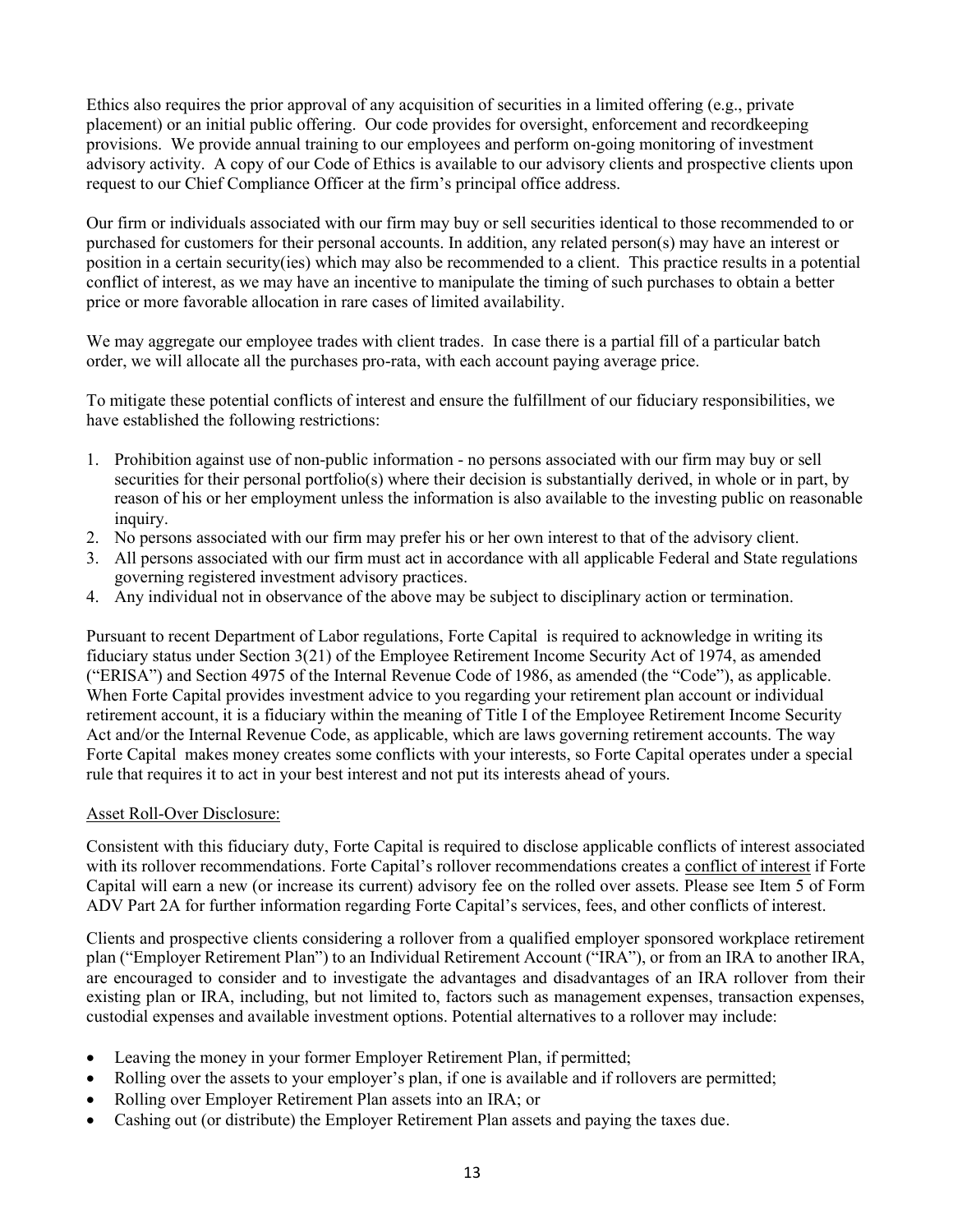Ethics also requires the prior approval of any acquisition of securities in a limited offering (e.g., private placement) or an initial public offering. Our code provides for oversight, enforcement and recordkeeping provisions. We provide annual training to our employees and perform on-going monitoring of investment advisory activity. A copy of our Code of Ethics is available to our advisory clients and prospective clients upon request to our Chief Compliance Officer at the firm's principal office address.

Our firm or individuals associated with our firm may buy or sell securities identical to those recommended to or purchased for customers for their personal accounts. In addition, any related person(s) may have an interest or position in a certain security(ies) which may also be recommended to a client. This practice results in a potential conflict of interest, as we may have an incentive to manipulate the timing of such purchases to obtain a better price or more favorable allocation in rare cases of limited availability.

We may aggregate our employee trades with client trades. In case there is a partial fill of a particular batch order, we will allocate all the purchases pro-rata, with each account paying average price.

To mitigate these potential conflicts of interest and ensure the fulfillment of our fiduciary responsibilities, we have established the following restrictions:

1. Prohibition against use of non-public information - no persons associated with our firm may buy or sell securities for their personal portfolio(s) where their decision is substantially derived, in whole or in part, by reason of his or her employment unless the information is also available to the investing public on reasonable inquiry.
2. No persons associated with our firm may prefer his or her own interest to that of the advisory client.
3. All persons associated with our firm must act in accordance with all applicable Federal and State regulations governing registered investment advisory practices.
4. Any individual not in observance of the above may be subject to disciplinary action or termination.

Pursuant to recent Department of Labor regulations, Forte Capital is required to acknowledge in writing its fiduciary status under Section 3(21) of the Employee Retirement Income Security Act of 1974, as amended ("ERISA") and Section 4975 of the Internal Revenue Code of 1986, as amended (the "Code"), as applicable. When Forte Capital provides investment advice to you regarding your retirement plan account or individual retirement account, it is a fiduciary within the meaning of Title I of the Employee Retirement Income Security Act and/or the Internal Revenue Code, as applicable, which are laws governing retirement accounts. The way Forte Capital makes money creates some conflicts with your interests, so Forte Capital operates under a special rule that requires it to act in your best interest and not put its interests ahead of yours.

<u>Asset Roll-Over Disclosure:</u>

Consistent with this fiduciary duty, Forte Capital is required to disclose applicable conflicts of interest associated with its rollover recommendations. Forte Capital's rollover recommendations creates a <u>conflict of interest</u> if Forte Capital will earn a new (or increase its current) advisory fee on the rolled over assets. Please see Item 5 of Form ADV Part 2A for further information regarding Forte Capital's services, fees, and other conflicts of interest.

Clients and prospective clients considering a rollover from a qualified employer sponsored workplace retirement plan ("Employer Retirement Plan") to an Individual Retirement Account ("IRA"), or from an IRA to another IRA, are encouraged to consider and to investigate the advantages and disadvantages of an IRA rollover from their existing plan or IRA, including, but not limited to, factors such as management expenses, transaction expenses, custodial expenses and available investment options. Potential alternatives to a rollover may include:

- Leaving the money in your former Employer Retirement Plan, if permitted;
- Rolling over the assets to your employer's plan, if one is available and if rollovers are permitted;
- Rolling over Employer Retirement Plan assets into an IRA; or
- Cashing out (or distribute) the Employer Retirement Plan assets and paying the taxes due.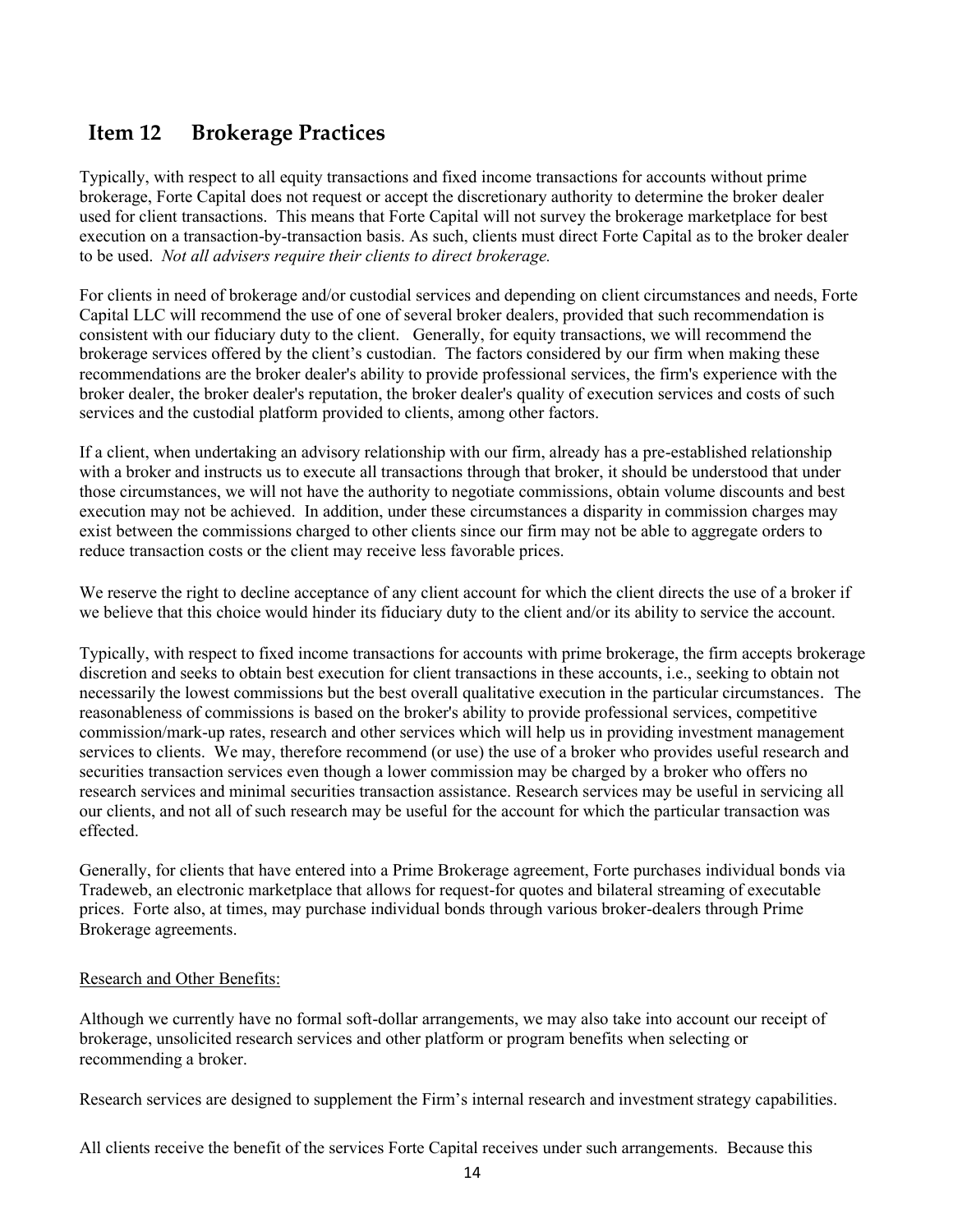## Item 12 Brokerage Practices

Typically, with respect to all equity transactions and fixed income transactions for accounts without prime brokerage, Forte Capital does not request or accept the discretionary authority to determine the broker dealer used for client transactions. This means that Forte Capital will not survey the brokerage marketplace for best execution on a transaction-by-transaction basis. As such, clients must direct Forte Capital as to the broker dealer to be used. *Not all advisers require their clients to direct brokerage.*

For clients in need of brokerage and/or custodial services and depending on client circumstances and needs, Forte Capital LLC will recommend the use of one of several broker dealers, provided that such recommendation is consistent with our fiduciary duty to the client. Generally, for equity transactions, we will recommend the brokerage services offered by the client's custodian. The factors considered by our firm when making these recommendations are the broker dealer's ability to provide professional services, the firm's experience with the broker dealer, the broker dealer's reputation, the broker dealer's quality of execution services and costs of such services and the custodial platform provided to clients, among other factors.

If a client, when undertaking an advisory relationship with our firm, already has a pre-established relationship with a broker and instructs us to execute all transactions through that broker, it should be understood that under those circumstances, we will not have the authority to negotiate commissions, obtain volume discounts and best execution may not be achieved. In addition, under these circumstances a disparity in commission charges may exist between the commissions charged to other clients since our firm may not be able to aggregate orders to reduce transaction costs or the client may receive less favorable prices.

We reserve the right to decline acceptance of any client account for which the client directs the use of a broker if we believe that this choice would hinder its fiduciary duty to the client and/or its ability to service the account.

Typically, with respect to fixed income transactions for accounts with prime brokerage, the firm accepts brokerage discretion and seeks to obtain best execution for client transactions in these accounts, i.e., seeking to obtain not necessarily the lowest commissions but the best overall qualitative execution in the particular circumstances. The reasonableness of commissions is based on the broker's ability to provide professional services, competitive commission/mark-up rates, research and other services which will help us in providing investment management services to clients. We may, therefore recommend (or use) the use of a broker who provides useful research and securities transaction services even though a lower commission may be charged by a broker who offers no research services and minimal securities transaction assistance. Research services may be useful in servicing all our clients, and not all of such research may be useful for the account for which the particular transaction was effected.

Generally, for clients that have entered into a Prime Brokerage agreement, Forte purchases individual bonds via Tradeweb, an electronic marketplace that allows for request-for quotes and bilateral streaming of executable prices. Forte also, at times, may purchase individual bonds through various broker-dealers through Prime Brokerage agreements.

<u>Research and Other Benefits:</u>

Although we currently have no formal soft-dollar arrangements, we may also take into account our receipt of brokerage, unsolicited research services and other platform or program benefits when selecting or recommending a broker.

Research services are designed to supplement the Firm's internal research and investment strategy capabilities.

All clients receive the benefit of the services Forte Capital receives under such arrangements. Because this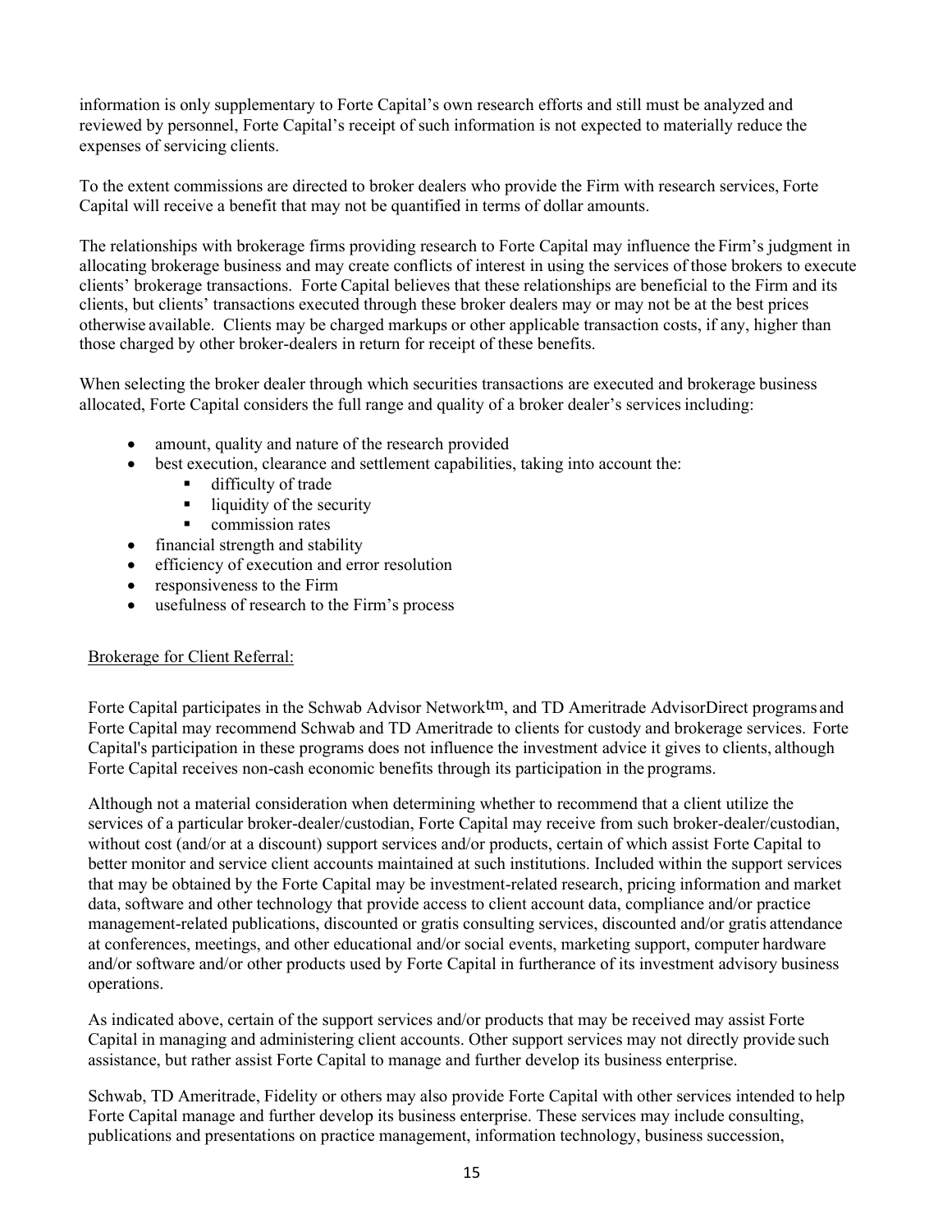information is only supplementary to Forte Capital's own research efforts and still must be analyzed and reviewed by personnel, Forte Capital's receipt of such information is not expected to materially reduce the expenses of servicing clients.

To the extent commissions are directed to broker dealers who provide the Firm with research services, Forte Capital will receive a benefit that may not be quantified in terms of dollar amounts.

The relationships with brokerage firms providing research to Forte Capital may influence the Firm's judgment in allocating brokerage business and may create conflicts of interest in using the services of those brokers to execute clients' brokerage transactions. Forte Capital believes that these relationships are beneficial to the Firm and its clients, but clients' transactions executed through these broker dealers may or may not be at the best prices otherwise available. Clients may be charged markups or other applicable transaction costs, if any, higher than those charged by other broker-dealers in return for receipt of these benefits.

When selecting the broker dealer through which securities transactions are executed and brokerage business allocated, Forte Capital considers the full range and quality of a broker dealer's services including:

- amount, quality and nature of the research provided
- best execution, clearance and settlement capabilities, taking into account the:
  - difficulty of trade
  - liquidity of the security
  - commission rates
- financial strength and stability
- efficiency of execution and error resolution
- responsiveness to the Firm
- usefulness of research to the Firm's process

<u>Brokerage for Client Referral:</u>

Forte Capital participates in the Schwab Advisor Network™, and TD Ameritrade AdvisorDirect programs and Forte Capital may recommend Schwab and TD Ameritrade to clients for custody and brokerage services. Forte Capital's participation in these programs does not influence the investment advice it gives to clients, although Forte Capital receives non-cash economic benefits through its participation in the programs.

Although not a material consideration when determining whether to recommend that a client utilize the services of a particular broker-dealer/custodian, Forte Capital may receive from such broker-dealer/custodian, without cost (and/or at a discount) support services and/or products, certain of which assist Forte Capital to better monitor and service client accounts maintained at such institutions. Included within the support services that may be obtained by the Forte Capital may be investment-related research, pricing information and market data, software and other technology that provide access to client account data, compliance and/or practice management-related publications, discounted or gratis consulting services, discounted and/or gratis attendance at conferences, meetings, and other educational and/or social events, marketing support, computer hardware and/or software and/or other products used by Forte Capital in furtherance of its investment advisory business operations.

As indicated above, certain of the support services and/or products that may be received may assist Forte Capital in managing and administering client accounts. Other support services may not directly provide such assistance, but rather assist Forte Capital to manage and further develop its business enterprise.

Schwab, TD Ameritrade, Fidelity or others may also provide Forte Capital with other services intended to help Forte Capital manage and further develop its business enterprise. These services may include consulting, publications and presentations on practice management, information technology, business succession,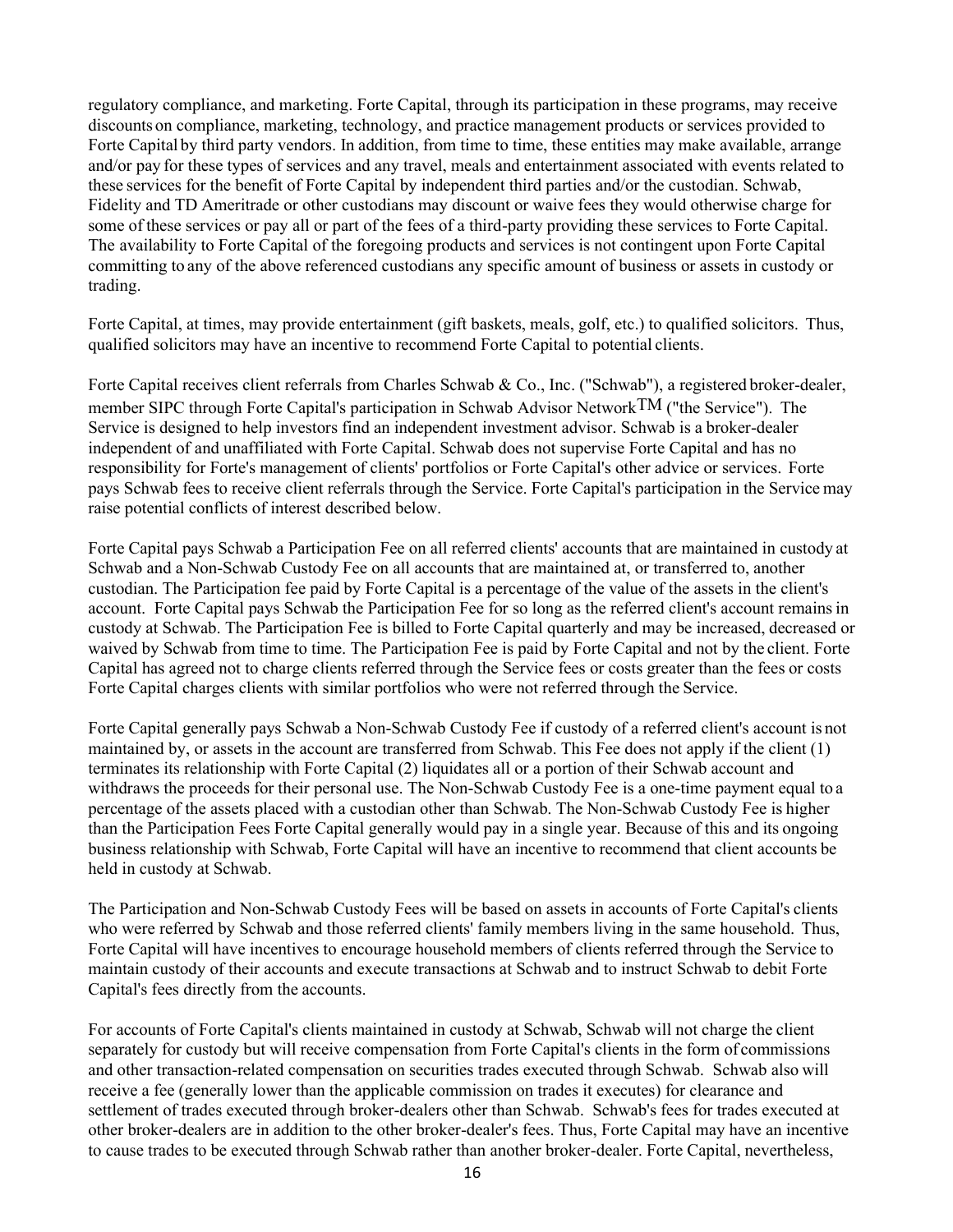regulatory compliance, and marketing. Forte Capital, through its participation in these programs, may receive discounts on compliance, marketing, technology, and practice management products or services provided to Forte Capital by third party vendors. In addition, from time to time, these entities may make available, arrange and/or pay for these types of services and any travel, meals and entertainment associated with events related to these services for the benefit of Forte Capital by independent third parties and/or the custodian. Schwab, Fidelity and TD Ameritrade or other custodians may discount or waive fees they would otherwise charge for some of these services or pay all or part of the fees of a third-party providing these services to Forte Capital. The availability to Forte Capital of the foregoing products and services is not contingent upon Forte Capital committing to any of the above referenced custodians any specific amount of business or assets in custody or trading.

Forte Capital, at times, may provide entertainment (gift baskets, meals, golf, etc.) to qualified solicitors. Thus, qualified solicitors may have an incentive to recommend Forte Capital to potential clients.

Forte Capital receives client referrals from Charles Schwab & Co., Inc. ("Schwab"), a registered broker-dealer, member SIPC through Forte Capital's participation in Schwab Advisor Network™ ("the Service"). The Service is designed to help investors find an independent investment advisor. Schwab is a broker-dealer independent of and unaffiliated with Forte Capital. Schwab does not supervise Forte Capital and has no responsibility for Forte's management of clients' portfolios or Forte Capital's other advice or services. Forte pays Schwab fees to receive client referrals through the Service. Forte Capital's participation in the Service may raise potential conflicts of interest described below.

Forte Capital pays Schwab a Participation Fee on all referred clients' accounts that are maintained in custody at Schwab and a Non-Schwab Custody Fee on all accounts that are maintained at, or transferred to, another custodian. The Participation fee paid by Forte Capital is a percentage of the value of the assets in the client's account. Forte Capital pays Schwab the Participation Fee for so long as the referred client's account remains in custody at Schwab. The Participation Fee is billed to Forte Capital quarterly and may be increased, decreased or waived by Schwab from time to time. The Participation Fee is paid by Forte Capital and not by the client. Forte Capital has agreed not to charge clients referred through the Service fees or costs greater than the fees or costs Forte Capital charges clients with similar portfolios who were not referred through the Service.

Forte Capital generally pays Schwab a Non-Schwab Custody Fee if custody of a referred client's account is not maintained by, or assets in the account are transferred from Schwab. This Fee does not apply if the client (1) terminates its relationship with Forte Capital (2) liquidates all or a portion of their Schwab account and withdraws the proceeds for their personal use. The Non-Schwab Custody Fee is a one-time payment equal to a percentage of the assets placed with a custodian other than Schwab. The Non-Schwab Custody Fee is higher than the Participation Fees Forte Capital generally would pay in a single year. Because of this and its ongoing business relationship with Schwab, Forte Capital will have an incentive to recommend that client accounts be held in custody at Schwab.

The Participation and Non-Schwab Custody Fees will be based on assets in accounts of Forte Capital's clients who were referred by Schwab and those referred clients' family members living in the same household. Thus, Forte Capital will have incentives to encourage household members of clients referred through the Service to maintain custody of their accounts and execute transactions at Schwab and to instruct Schwab to debit Forte Capital's fees directly from the accounts.

For accounts of Forte Capital's clients maintained in custody at Schwab, Schwab will not charge the client separately for custody but will receive compensation from Forte Capital's clients in the form of commissions and other transaction-related compensation on securities trades executed through Schwab. Schwab also will receive a fee (generally lower than the applicable commission on trades it executes) for clearance and settlement of trades executed through broker-dealers other than Schwab. Schwab's fees for trades executed at other broker-dealers are in addition to the other broker-dealer's fees. Thus, Forte Capital may have an incentive to cause trades to be executed through Schwab rather than another broker-dealer. Forte Capital, nevertheless,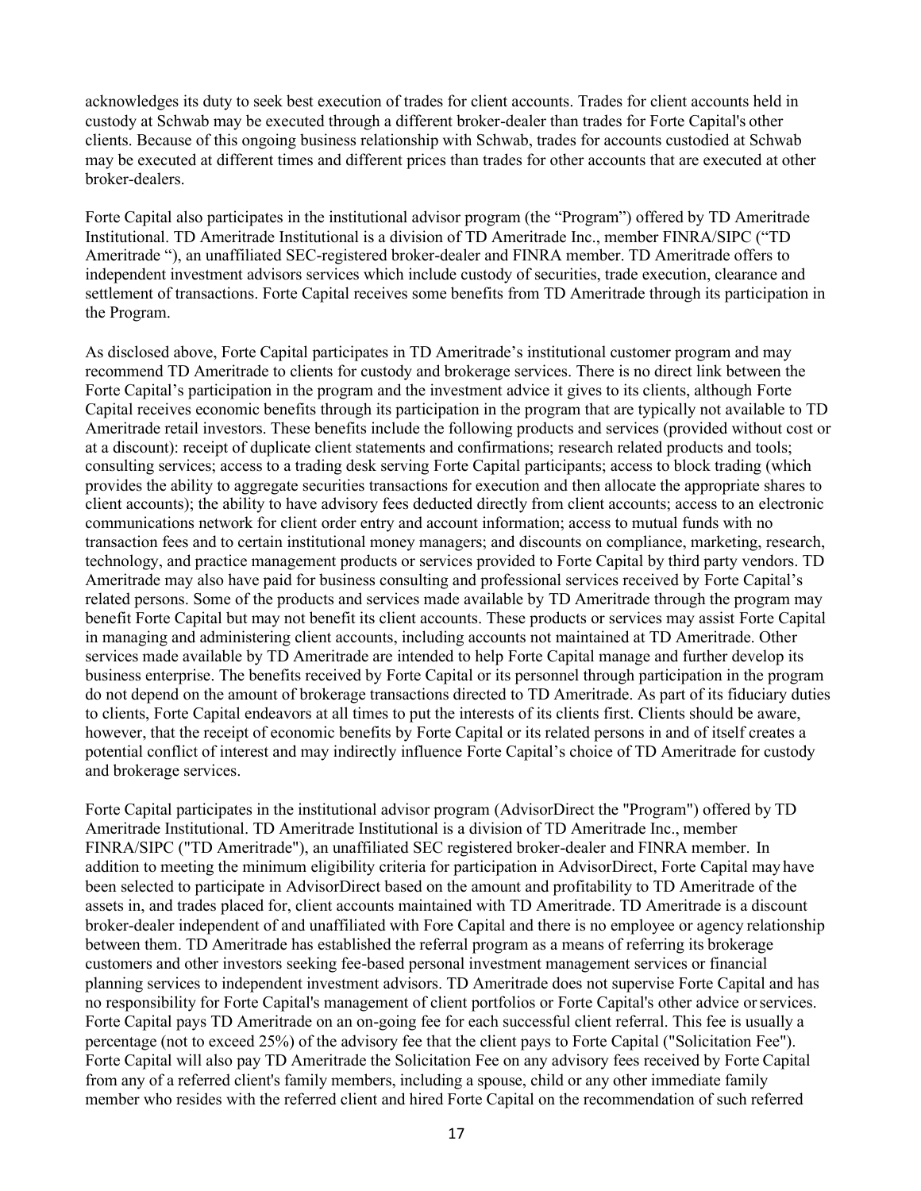acknowledges its duty to seek best execution of trades for client accounts. Trades for client accounts held in custody at Schwab may be executed through a different broker-dealer than trades for Forte Capital's other clients. Because of this ongoing business relationship with Schwab, trades for accounts custodied at Schwab may be executed at different times and different prices than trades for other accounts that are executed at other broker-dealers.

Forte Capital also participates in the institutional advisor program (the "Program") offered by TD Ameritrade Institutional. TD Ameritrade Institutional is a division of TD Ameritrade Inc., member FINRA/SIPC ("TD Ameritrade "), an unaffiliated SEC-registered broker-dealer and FINRA member. TD Ameritrade offers to independent investment advisors services which include custody of securities, trade execution, clearance and settlement of transactions. Forte Capital receives some benefits from TD Ameritrade through its participation in the Program.

As disclosed above, Forte Capital participates in TD Ameritrade's institutional customer program and may recommend TD Ameritrade to clients for custody and brokerage services. There is no direct link between the Forte Capital's participation in the program and the investment advice it gives to its clients, although Forte Capital receives economic benefits through its participation in the program that are typically not available to TD Ameritrade retail investors. These benefits include the following products and services (provided without cost or at a discount): receipt of duplicate client statements and confirmations; research related products and tools; consulting services; access to a trading desk serving Forte Capital participants; access to block trading (which provides the ability to aggregate securities transactions for execution and then allocate the appropriate shares to client accounts); the ability to have advisory fees deducted directly from client accounts; access to an electronic communications network for client order entry and account information; access to mutual funds with no transaction fees and to certain institutional money managers; and discounts on compliance, marketing, research, technology, and practice management products or services provided to Forte Capital by third party vendors. TD Ameritrade may also have paid for business consulting and professional services received by Forte Capital's related persons. Some of the products and services made available by TD Ameritrade through the program may benefit Forte Capital but may not benefit its client accounts. These products or services may assist Forte Capital in managing and administering client accounts, including accounts not maintained at TD Ameritrade. Other services made available by TD Ameritrade are intended to help Forte Capital manage and further develop its business enterprise. The benefits received by Forte Capital or its personnel through participation in the program do not depend on the amount of brokerage transactions directed to TD Ameritrade. As part of its fiduciary duties to clients, Forte Capital endeavors at all times to put the interests of its clients first. Clients should be aware, however, that the receipt of economic benefits by Forte Capital or its related persons in and of itself creates a potential conflict of interest and may indirectly influence Forte Capital's choice of TD Ameritrade for custody and brokerage services.

Forte Capital participates in the institutional advisor program (AdvisorDirect the "Program") offered by TD Ameritrade Institutional. TD Ameritrade Institutional is a division of TD Ameritrade Inc., member FINRA/SIPC ("TD Ameritrade"), an unaffiliated SEC registered broker-dealer and FINRA member. In addition to meeting the minimum eligibility criteria for participation in AdvisorDirect, Forte Capital may have been selected to participate in AdvisorDirect based on the amount and profitability to TD Ameritrade of the assets in, and trades placed for, client accounts maintained with TD Ameritrade. TD Ameritrade is a discount broker-dealer independent of and unaffiliated with Fore Capital and there is no employee or agency relationship between them. TD Ameritrade has established the referral program as a means of referring its brokerage customers and other investors seeking fee-based personal investment management services or financial planning services to independent investment advisors. TD Ameritrade does not supervise Forte Capital and has no responsibility for Forte Capital's management of client portfolios or Forte Capital's other advice or services. Forte Capital pays TD Ameritrade on an on-going fee for each successful client referral. This fee is usually a percentage (not to exceed 25%) of the advisory fee that the client pays to Forte Capital ("Solicitation Fee"). Forte Capital will also pay TD Ameritrade the Solicitation Fee on any advisory fees received by Forte Capital from any of a referred client's family members, including a spouse, child or any other immediate family member who resides with the referred client and hired Forte Capital on the recommendation of such referred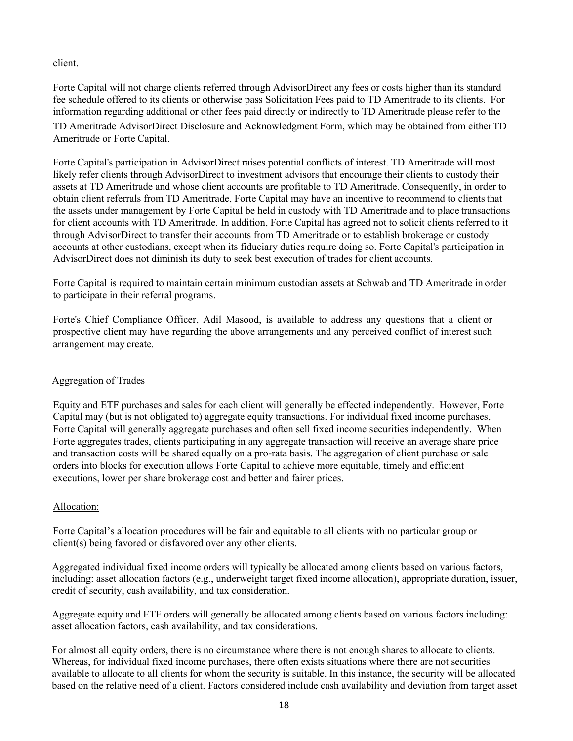client.

Forte Capital will not charge clients referred through AdvisorDirect any fees or costs higher than its standard fee schedule offered to its clients or otherwise pass Solicitation Fees paid to TD Ameritrade to its clients. For information regarding additional or other fees paid directly or indirectly to TD Ameritrade please refer to the TD Ameritrade AdvisorDirect Disclosure and Acknowledgment Form, which may be obtained from either TD Ameritrade or Forte Capital.

Forte Capital's participation in AdvisorDirect raises potential conflicts of interest. TD Ameritrade will most likely refer clients through AdvisorDirect to investment advisors that encourage their clients to custody their assets at TD Ameritrade and whose client accounts are profitable to TD Ameritrade. Consequently, in order to obtain client referrals from TD Ameritrade, Forte Capital may have an incentive to recommend to clients that the assets under management by Forte Capital be held in custody with TD Ameritrade and to place transactions for client accounts with TD Ameritrade. In addition, Forte Capital has agreed not to solicit clients referred to it through AdvisorDirect to transfer their accounts from TD Ameritrade or to establish brokerage or custody accounts at other custodians, except when its fiduciary duties require doing so. Forte Capital's participation in AdvisorDirect does not diminish its duty to seek best execution of trades for client accounts.

Forte Capital is required to maintain certain minimum custodian assets at Schwab and TD Ameritrade in order to participate in their referral programs.

Forte's Chief Compliance Officer, Adil Masood, is available to address any questions that a client or prospective client may have regarding the above arrangements and any perceived conflict of interest such arrangement may create.

Aggregation of Trades

Equity and ETF purchases and sales for each client will generally be effected independently. However, Forte Capital may (but is not obligated to) aggregate equity transactions. For individual fixed income purchases, Forte Capital will generally aggregate purchases and often sell fixed income securities independently. When Forte aggregates trades, clients participating in any aggregate transaction will receive an average share price and transaction costs will be shared equally on a pro-rata basis. The aggregation of client purchase or sale orders into blocks for execution allows Forte Capital to achieve more equitable, timely and efficient executions, lower per share brokerage cost and better and fairer prices.

Allocation:

Forte Capital's allocation procedures will be fair and equitable to all clients with no particular group or client(s) being favored or disfavored over any other clients.

Aggregated individual fixed income orders will typically be allocated among clients based on various factors, including: asset allocation factors (e.g., underweight target fixed income allocation), appropriate duration, issuer, credit of security, cash availability, and tax consideration.

Aggregate equity and ETF orders will generally be allocated among clients based on various factors including: asset allocation factors, cash availability, and tax considerations.

For almost all equity orders, there is no circumstance where there is not enough shares to allocate to clients. Whereas, for individual fixed income purchases, there often exists situations where there are not securities available to allocate to all clients for whom the security is suitable. In this instance, the security will be allocated based on the relative need of a client. Factors considered include cash availability and deviation from target asset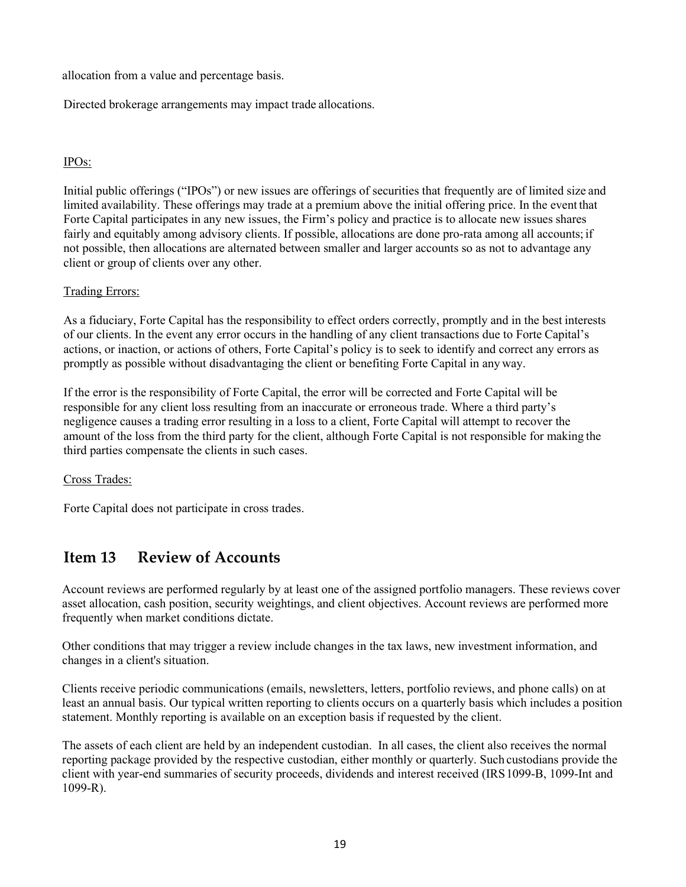allocation from a value and percentage basis.

Directed brokerage arrangements may impact trade allocations.

IPOs:

Initial public offerings ("IPOs") or new issues are offerings of securities that frequently are of limited size and limited availability. These offerings may trade at a premium above the initial offering price. In the event that Forte Capital participates in any new issues, the Firm's policy and practice is to allocate new issues shares fairly and equitably among advisory clients. If possible, allocations are done pro-rata among all accounts; if not possible, then allocations are alternated between smaller and larger accounts so as not to advantage any client or group of clients over any other.

Trading Errors:

As a fiduciary, Forte Capital has the responsibility to effect orders correctly, promptly and in the best interests of our clients. In the event any error occurs in the handling of any client transactions due to Forte Capital's actions, or inaction, or actions of others, Forte Capital's policy is to seek to identify and correct any errors as promptly as possible without disadvantaging the client or benefiting Forte Capital in any way.

If the error is the responsibility of Forte Capital, the error will be corrected and Forte Capital will be responsible for any client loss resulting from an inaccurate or erroneous trade. Where a third party's negligence causes a trading error resulting in a loss to a client, Forte Capital will attempt to recover the amount of the loss from the third party for the client, although Forte Capital is not responsible for making the third parties compensate the clients in such cases.

Cross Trades:

Forte Capital does not participate in cross trades.

## Item 13 Review of Accounts

Account reviews are performed regularly by at least one of the assigned portfolio managers. These reviews cover asset allocation, cash position, security weightings, and client objectives. Account reviews are performed more frequently when market conditions dictate.

Other conditions that may trigger a review include changes in the tax laws, new investment information, and changes in a client's situation.

Clients receive periodic communications (emails, newsletters, letters, portfolio reviews, and phone calls) on at least an annual basis. Our typical written reporting to clients occurs on a quarterly basis which includes a position statement. Monthly reporting is available on an exception basis if requested by the client.

The assets of each client are held by an independent custodian. In all cases, the client also receives the normal reporting package provided by the respective custodian, either monthly or quarterly. Such custodians provide the client with year-end summaries of security proceeds, dividends and interest received (IRS 1099-B, 1099-Int and 1099-R).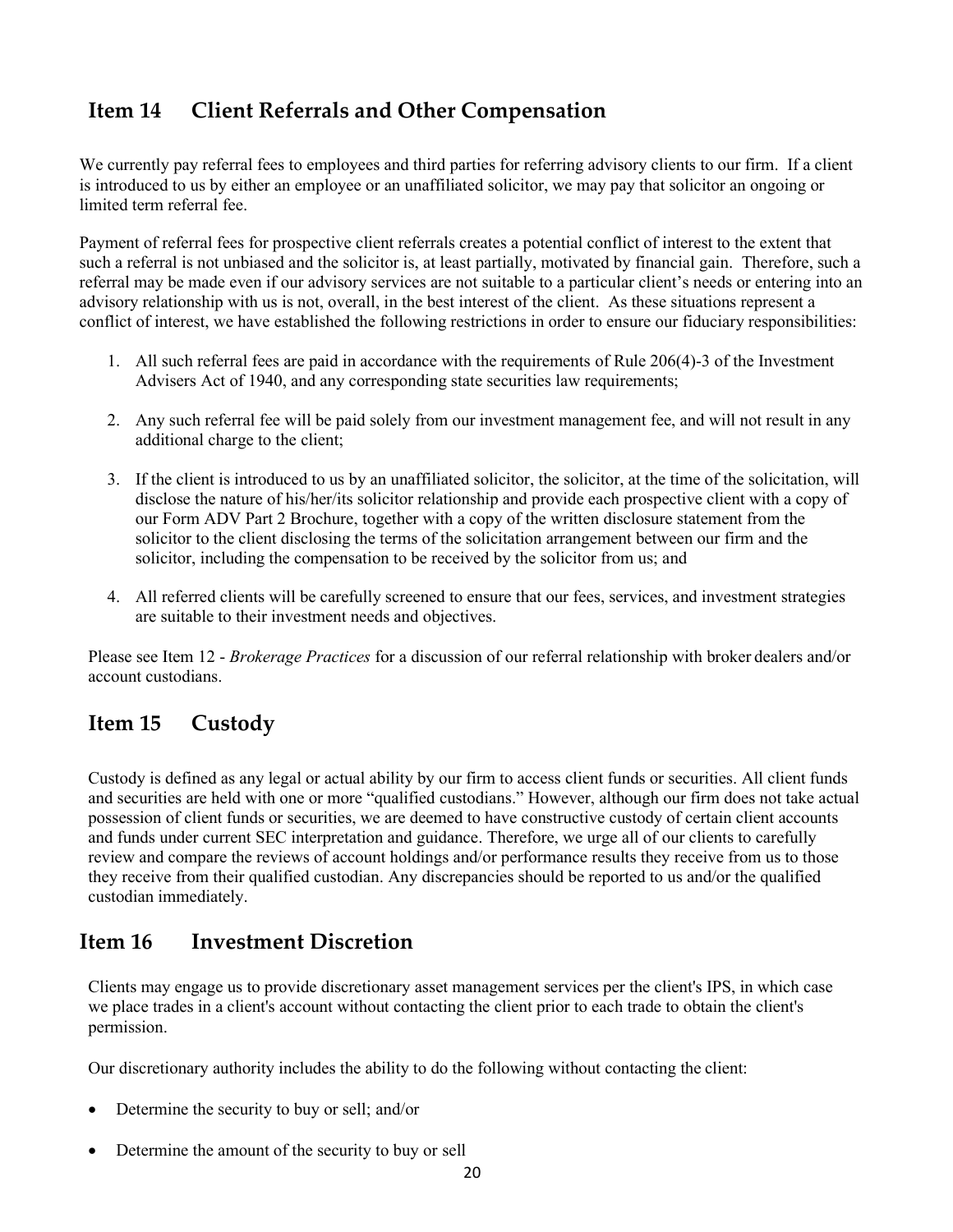## Item 14 Client Referrals and Other Compensation

We currently pay referral fees to employees and third parties for referring advisory clients to our firm. If a client is introduced to us by either an employee or an unaffiliated solicitor, we may pay that solicitor an ongoing or limited term referral fee.

Payment of referral fees for prospective client referrals creates a potential conflict of interest to the extent that such a referral is not unbiased and the solicitor is, at least partially, motivated by financial gain. Therefore, such a referral may be made even if our advisory services are not suitable to a particular client's needs or entering into an advisory relationship with us is not, overall, in the best interest of the client. As these situations represent a conflict of interest, we have established the following restrictions in order to ensure our fiduciary responsibilities:

1. All such referral fees are paid in accordance with the requirements of Rule 206(4)-3 of the Investment Advisers Act of 1940, and any corresponding state securities law requirements;
2. Any such referral fee will be paid solely from our investment management fee, and will not result in any additional charge to the client;
3. If the client is introduced to us by an unaffiliated solicitor, the solicitor, at the time of the solicitation, will disclose the nature of his/her/its solicitor relationship and provide each prospective client with a copy of our Form ADV Part 2 Brochure, together with a copy of the written disclosure statement from the solicitor to the client disclosing the terms of the solicitation arrangement between our firm and the solicitor, including the compensation to be received by the solicitor from us; and
4. All referred clients will be carefully screened to ensure that our fees, services, and investment strategies are suitable to their investment needs and objectives.

Please see Item 12 - *Brokerage Practices* for a discussion of our referral relationship with broker dealers and/or account custodians.

## Item 15 Custody

Custody is defined as any legal or actual ability by our firm to access client funds or securities. All client funds and securities are held with one or more "qualified custodians." However, although our firm does not take actual possession of client funds or securities, we are deemed to have constructive custody of certain client accounts and funds under current SEC interpretation and guidance. Therefore, we urge all of our clients to carefully review and compare the reviews of account holdings and/or performance results they receive from us to those they receive from their qualified custodian. Any discrepancies should be reported to us and/or the qualified custodian immediately.

## Item 16 Investment Discretion

Clients may engage us to provide discretionary asset management services per the client's IPS, in which case we place trades in a client's account without contacting the client prior to each trade to obtain the client's permission.

Our discretionary authority includes the ability to do the following without contacting the client:

- Determine the security to buy or sell; and/or
- Determine the amount of the security to buy or sell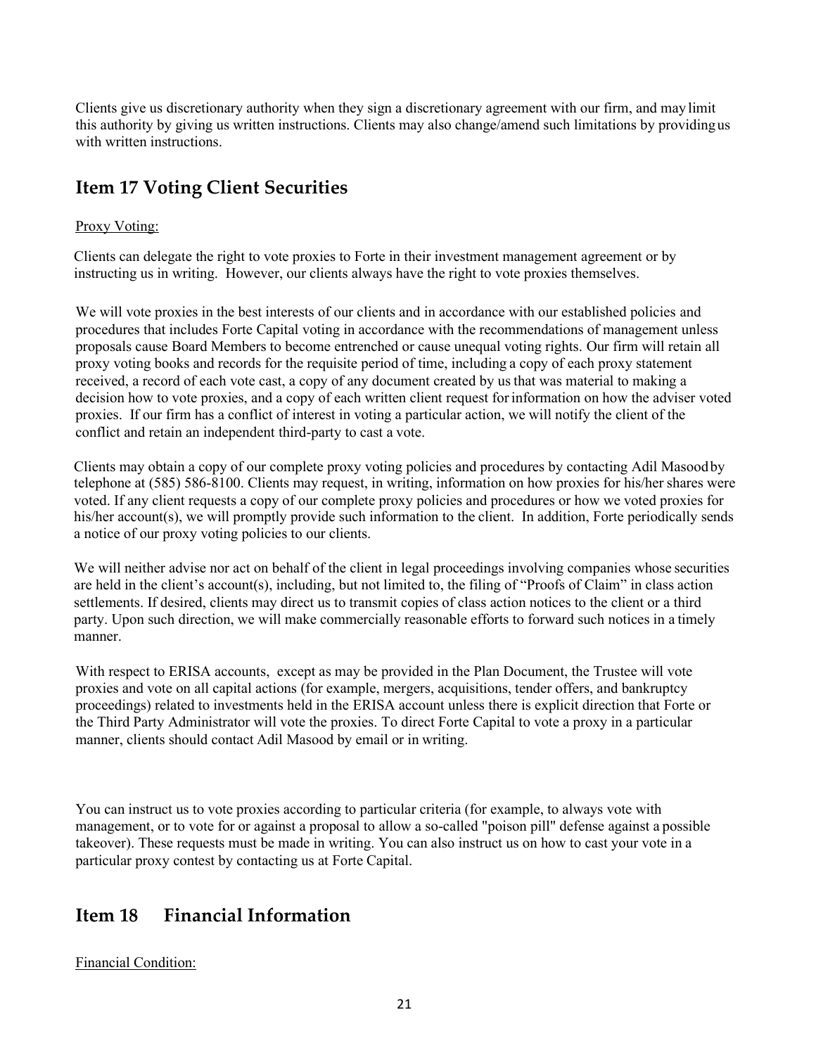Clients give us discretionary authority when they sign a discretionary agreement with our firm, and may limit this authority by giving us written instructions. Clients may also change/amend such limitations by providing us with written instructions.

## Item 17 Voting Client Securities

Proxy Voting:

Clients can delegate the right to vote proxies to Forte in their investment management agreement or by instructing us in writing. However, our clients always have the right to vote proxies themselves.

We will vote proxies in the best interests of our clients and in accordance with our established policies and procedures that includes Forte Capital voting in accordance with the recommendations of management unless proposals cause Board Members to become entrenched or cause unequal voting rights. Our firm will retain all proxy voting books and records for the requisite period of time, including a copy of each proxy statement received, a record of each vote cast, a copy of any document created by us that was material to making a decision how to vote proxies, and a copy of each written client request for information on how the adviser voted proxies. If our firm has a conflict of interest in voting a particular action, we will notify the client of the conflict and retain an independent third-party to cast a vote.

Clients may obtain a copy of our complete proxy voting policies and procedures by contacting Adil Masood by telephone at (585) 586-8100. Clients may request, in writing, information on how proxies for his/her shares were voted. If any client requests a copy of our complete proxy policies and procedures or how we voted proxies for his/her account(s), we will promptly provide such information to the client. In addition, Forte periodically sends a notice of our proxy voting policies to our clients.

We will neither advise nor act on behalf of the client in legal proceedings involving companies whose securities are held in the client's account(s), including, but not limited to, the filing of "Proofs of Claim" in class action settlements. If desired, clients may direct us to transmit copies of class action notices to the client or a third party. Upon such direction, we will make commercially reasonable efforts to forward such notices in a timely manner.

With respect to ERISA accounts, except as may be provided in the Plan Document, the Trustee will vote proxies and vote on all capital actions (for example, mergers, acquisitions, tender offers, and bankruptcy proceedings) related to investments held in the ERISA account unless there is explicit direction that Forte or the Third Party Administrator will vote the proxies. To direct Forte Capital to vote a proxy in a particular manner, clients should contact Adil Masood by email or in writing.

You can instruct us to vote proxies according to particular criteria (for example, to always vote with management, or to vote for or against a proposal to allow a so-called "poison pill" defense against a possible takeover). These requests must be made in writing. You can also instruct us on how to cast your vote in a particular proxy contest by contacting us at Forte Capital.

## Item 18 Financial Information

Financial Condition: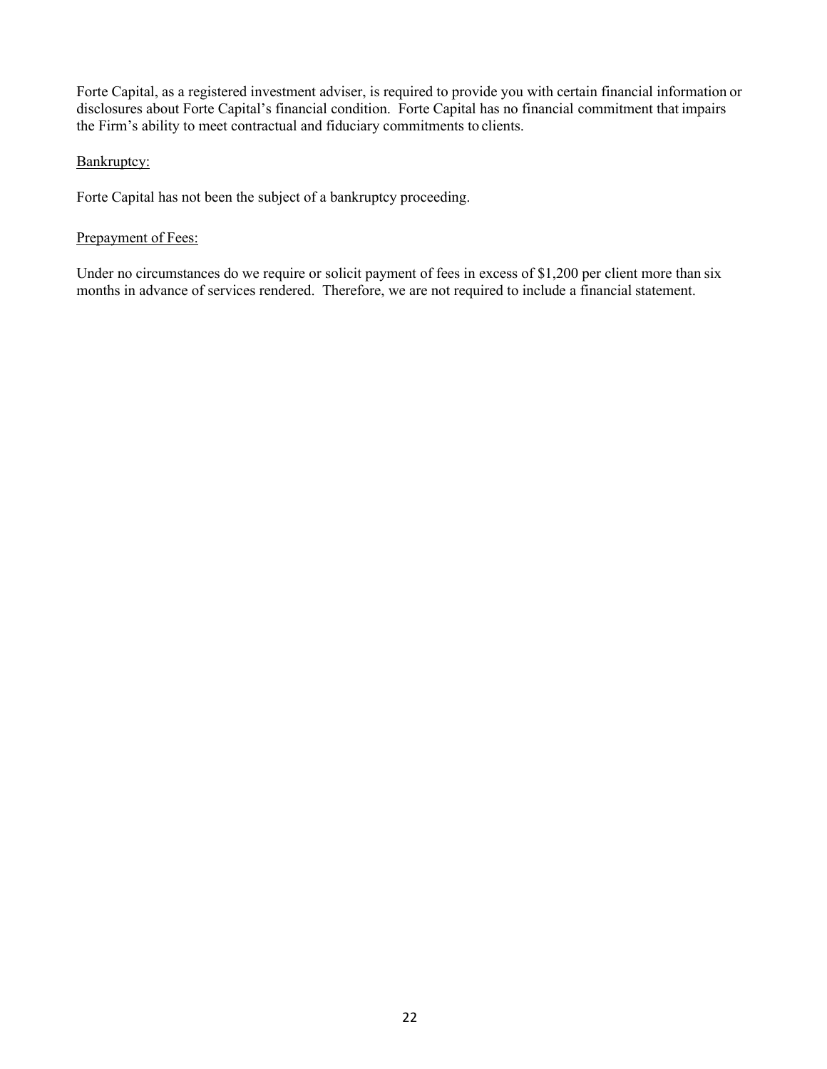Forte Capital, as a registered investment adviser, is required to provide you with certain financial information or disclosures about Forte Capital's financial condition. Forte Capital has no financial commitment that impairs the Firm's ability to meet contractual and fiduciary commitments to clients.

<u>Bankruptcy:</u>

Forte Capital has not been the subject of a bankruptcy proceeding.

<u>Prepayment of Fees:</u>

Under no circumstances do we require or solicit payment of fees in excess of $1,200 per client more than six months in advance of services rendered. Therefore, we are not required to include a financial statement.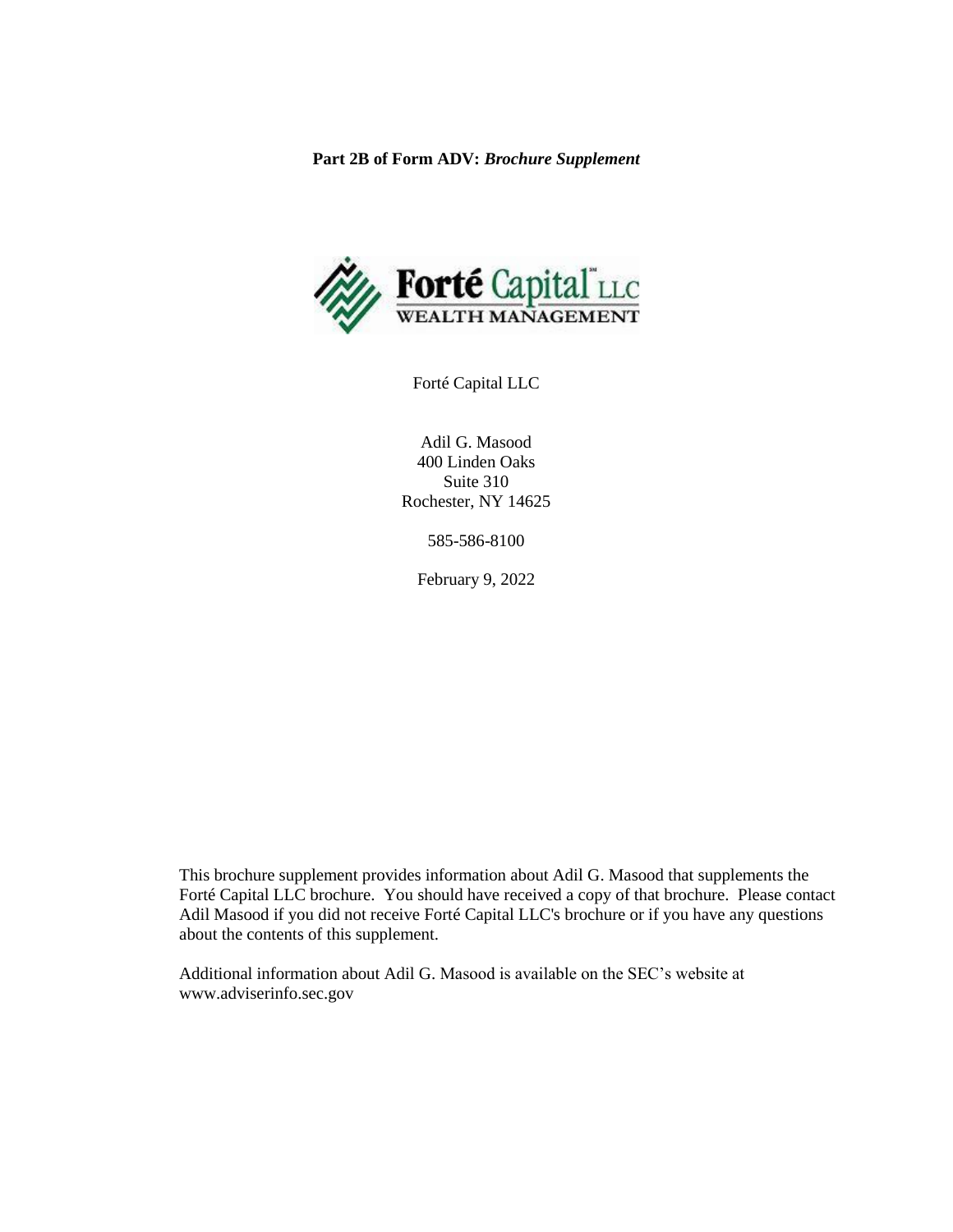**Part 2B of Form ADV:** ***Brochure Supplement***

Forté Capital LLC

Adil G. Masood
400 Linden Oaks
Suite 310
Rochester, NY 14625

585-586-8100

February 9, 2022

This brochure supplement provides information about Adil G. Masood that supplements the Forté Capital LLC brochure. You should have received a copy of that brochure. Please contact Adil Masood if you did not receive Forté Capital LLC's brochure or if you have any questions about the contents of this supplement.

Additional information about Adil G. Masood is available on the SEC's website at www.adviserinfo.sec.gov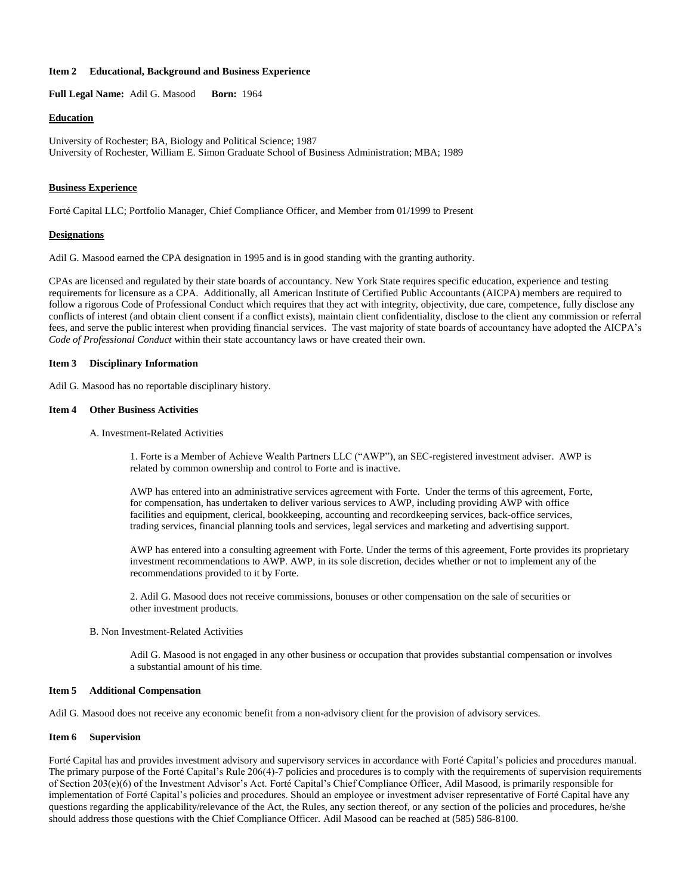**Item 2 Educational, Background and Business Experience**

**Full Legal Name:** Adil G. Masood **Born:** 1964

**Education**

University of Rochester; BA, Biology and Political Science; 1987
University of Rochester, William E. Simon Graduate School of Business Administration; MBA; 1989

**Business Experience**

Forté Capital LLC; Portfolio Manager, Chief Compliance Officer, and Member from 01/1999 to Present

**Designations**

Adil G. Masood earned the CPA designation in 1995 and is in good standing with the granting authority.

CPAs are licensed and regulated by their state boards of accountancy. New York State requires specific education, experience and testing requirements for licensure as a CPA. Additionally, all American Institute of Certified Public Accountants (AICPA) members are required to follow a rigorous Code of Professional Conduct which requires that they act with integrity, objectivity, due care, competence, fully disclose any conflicts of interest (and obtain client consent if a conflict exists), maintain client confidentiality, disclose to the client any commission or referral fees, and serve the public interest when providing financial services. The vast majority of state boards of accountancy have adopted the AICPA's *Code of Professional Conduct* within their state accountancy laws or have created their own.

**Item 3 Disciplinary Information**

Adil G. Masood has no reportable disciplinary history.

**Item 4 Other Business Activities**

A. Investment-Related Activities

1. Forte is a Member of Achieve Wealth Partners LLC ("AWP"), an SEC-registered investment adviser. AWP is related by common ownership and control to Forte and is inactive.

AWP has entered into an administrative services agreement with Forte. Under the terms of this agreement, Forte, for compensation, has undertaken to deliver various services to AWP, including providing AWP with office facilities and equipment, clerical, bookkeeping, accounting and recordkeeping services, back-office services, trading services, financial planning tools and services, legal services and marketing and advertising support.

AWP has entered into a consulting agreement with Forte. Under the terms of this agreement, Forte provides its proprietary investment recommendations to AWP. AWP, in its sole discretion, decides whether or not to implement any of the recommendations provided to it by Forte.

2. Adil G. Masood does not receive commissions, bonuses or other compensation on the sale of securities or other investment products.

B. Non Investment-Related Activities

Adil G. Masood is not engaged in any other business or occupation that provides substantial compensation or involves a substantial amount of his time.

**Item 5 Additional Compensation**

Adil G. Masood does not receive any economic benefit from a non-advisory client for the provision of advisory services.

**Item 6 Supervision**

Forté Capital has and provides investment advisory and supervisory services in accordance with Forté Capital's policies and procedures manual. The primary purpose of the Forté Capital's Rule 206(4)-7 policies and procedures is to comply with the requirements of supervision requirements of Section 203(e)(6) of the Investment Advisor's Act. Forté Capital's Chief Compliance Officer, Adil Masood, is primarily responsible for implementation of Forté Capital's policies and procedures. Should an employee or investment adviser representative of Forté Capital have any questions regarding the applicability/relevance of the Act, the Rules, any section thereof, or any section of the policies and procedures, he/she should address those questions with the Chief Compliance Officer. Adil Masood can be reached at (585) 586-8100.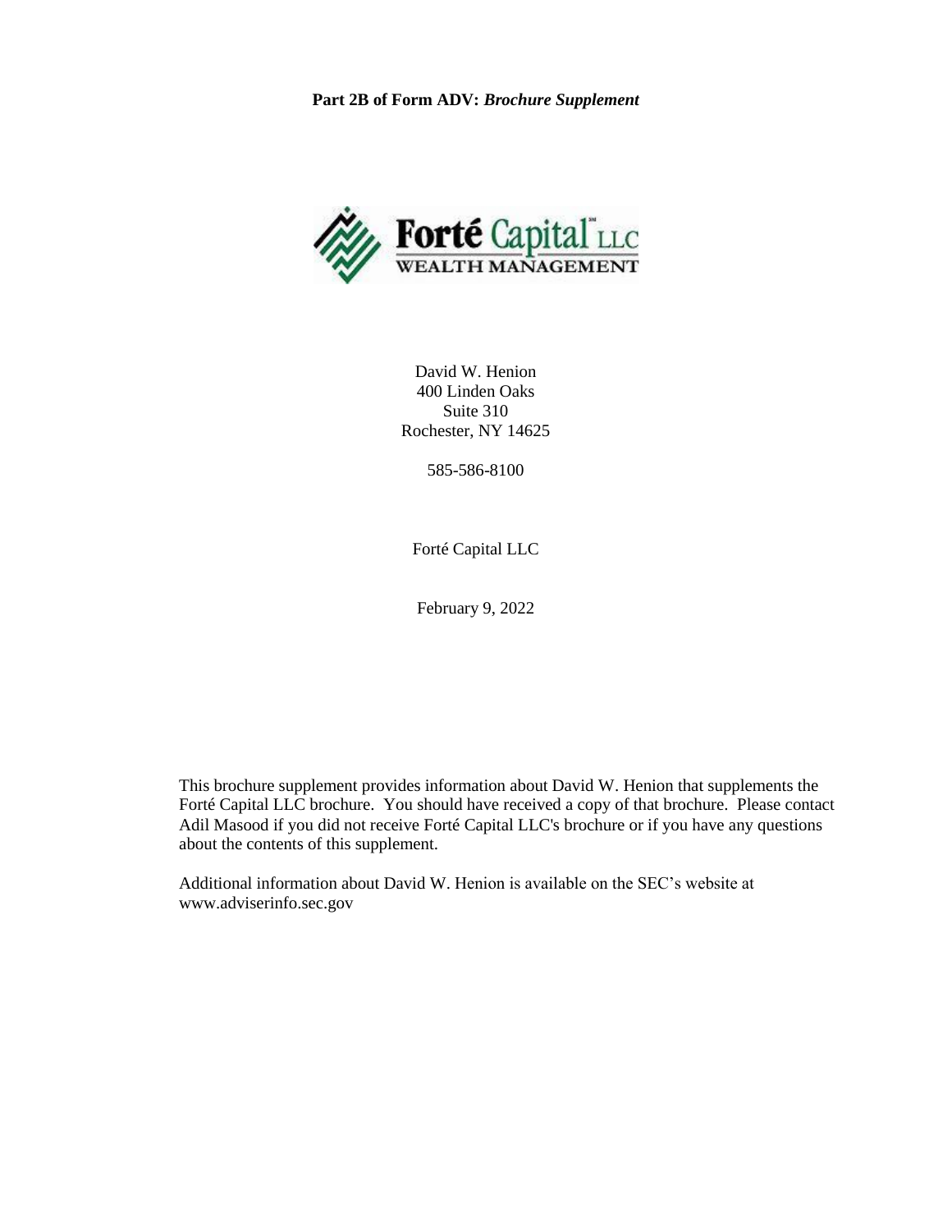**Part 2B of Form ADV:** ***Brochure Supplement***

David W. Henion
400 Linden Oaks
Suite 310
Rochester, NY 14625

585-586-8100

Forté Capital LLC

February 9, 2022

This brochure supplement provides information about David W. Henion that supplements the Forté Capital LLC brochure. You should have received a copy of that brochure. Please contact Adil Masood if you did not receive Forté Capital LLC's brochure or if you have any questions about the contents of this supplement.

Additional information about David W. Henion is available on the SEC's website at www.adviserinfo.sec.gov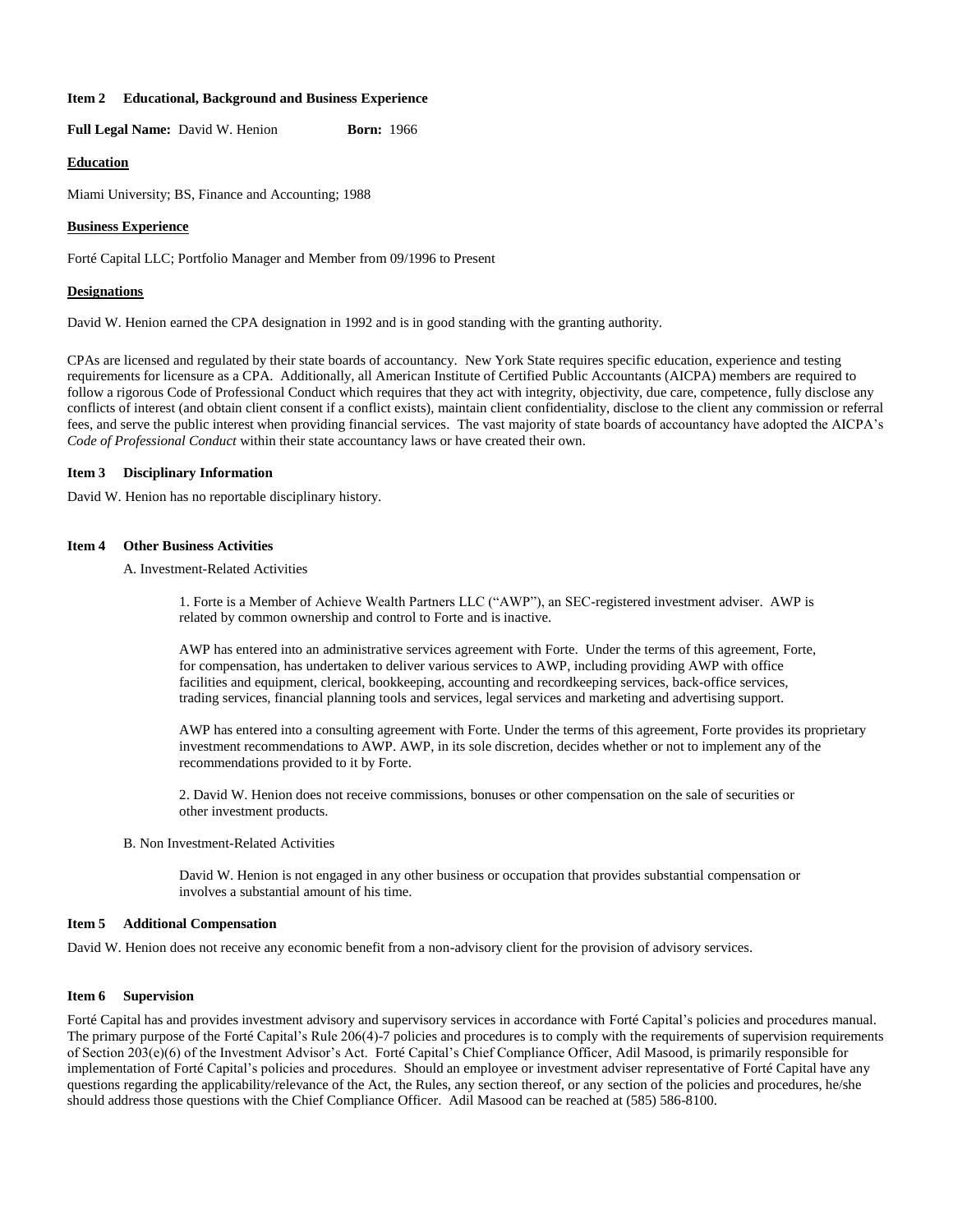### Item 2 Educational, Background and Business Experience

**Full Legal Name:** David W. Henion **Born:** 1966

**Education**

Miami University; BS, Finance and Accounting; 1988

**Business Experience**

Forté Capital LLC; Portfolio Manager and Member from 09/1996 to Present

**Designations**

David W. Henion earned the CPA designation in 1992 and is in good standing with the granting authority.

CPAs are licensed and regulated by their state boards of accountancy. New York State requires specific education, experience and testing requirements for licensure as a CPA. Additionally, all American Institute of Certified Public Accountants (AICPA) members are required to follow a rigorous Code of Professional Conduct which requires that they act with integrity, objectivity, due care, competence, fully disclose any conflicts of interest (and obtain client consent if a conflict exists), maintain client confidentiality, disclose to the client any commission or referral fees, and serve the public interest when providing financial services. The vast majority of state boards of accountancy have adopted the AICPA's *Code of Professional Conduct* within their state accountancy laws or have created their own.

### Item 3 Disciplinary Information

David W. Henion has no reportable disciplinary history.

### Item 4 Other Business Activities

A. Investment-Related Activities

1. Forte is a Member of Achieve Wealth Partners LLC ("AWP"), an SEC-registered investment adviser. AWP is related by common ownership and control to Forte and is inactive.

AWP has entered into an administrative services agreement with Forte. Under the terms of this agreement, Forte, for compensation, has undertaken to deliver various services to AWP, including providing AWP with office facilities and equipment, clerical, bookkeeping, accounting and recordkeeping services, back-office services, trading services, financial planning tools and services, legal services and marketing and advertising support.

AWP has entered into a consulting agreement with Forte. Under the terms of this agreement, Forte provides its proprietary investment recommendations to AWP. AWP, in its sole discretion, decides whether or not to implement any of the recommendations provided to it by Forte.

2. David W. Henion does not receive commissions, bonuses or other compensation on the sale of securities or other investment products.

B. Non Investment-Related Activities

David W. Henion is not engaged in any other business or occupation that provides substantial compensation or involves a substantial amount of his time.

### Item 5 Additional Compensation

David W. Henion does not receive any economic benefit from a non-advisory client for the provision of advisory services.

### Item 6 Supervision

Forté Capital has and provides investment advisory and supervisory services in accordance with Forté Capital's policies and procedures manual. The primary purpose of the Forté Capital's Rule 206(4)-7 policies and procedures is to comply with the requirements of supervision requirements of Section 203(e)(6) of the Investment Advisor's Act. Forté Capital's Chief Compliance Officer, Adil Masood, is primarily responsible for implementation of Forté Capital's policies and procedures. Should an employee or investment adviser representative of Forté Capital have any questions regarding the applicability/relevance of the Act, the Rules, any section thereof, or any section of the policies and procedures, he/she should address those questions with the Chief Compliance Officer. Adil Masood can be reached at (585) 586-8100.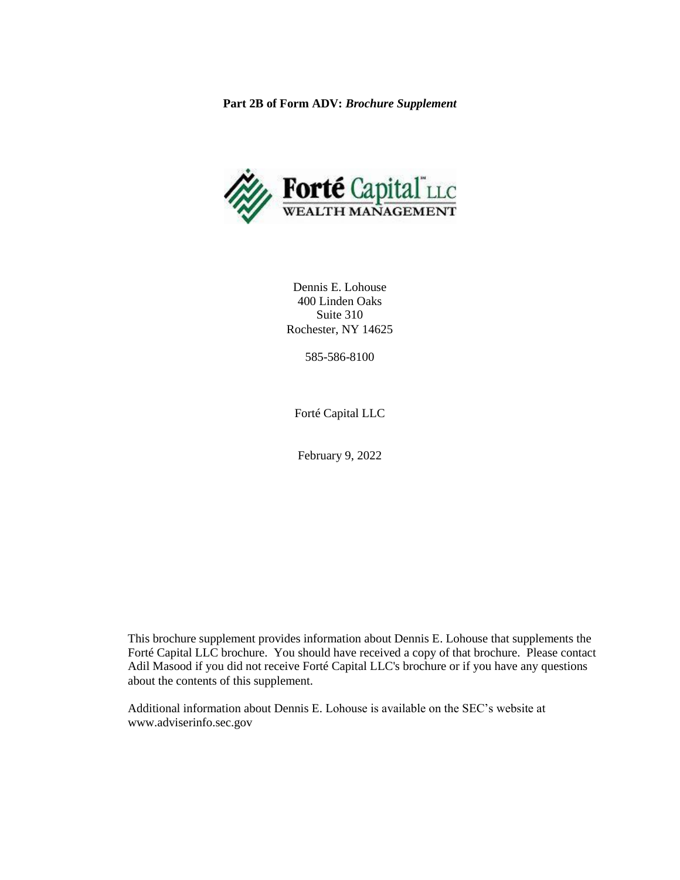**Part 2B of Form ADV:** ***Brochure Supplement***

Dennis E. Lohouse
400 Linden Oaks
Suite 310
Rochester, NY 14625

585-586-8100

Forté Capital LLC

February 9, 2022

This brochure supplement provides information about Dennis E. Lohouse that supplements the Forté Capital LLC brochure. You should have received a copy of that brochure. Please contact Adil Masood if you did not receive Forté Capital LLC's brochure or if you have any questions about the contents of this supplement.

Additional information about Dennis E. Lohouse is available on the SEC's website at www.adviserinfo.sec.gov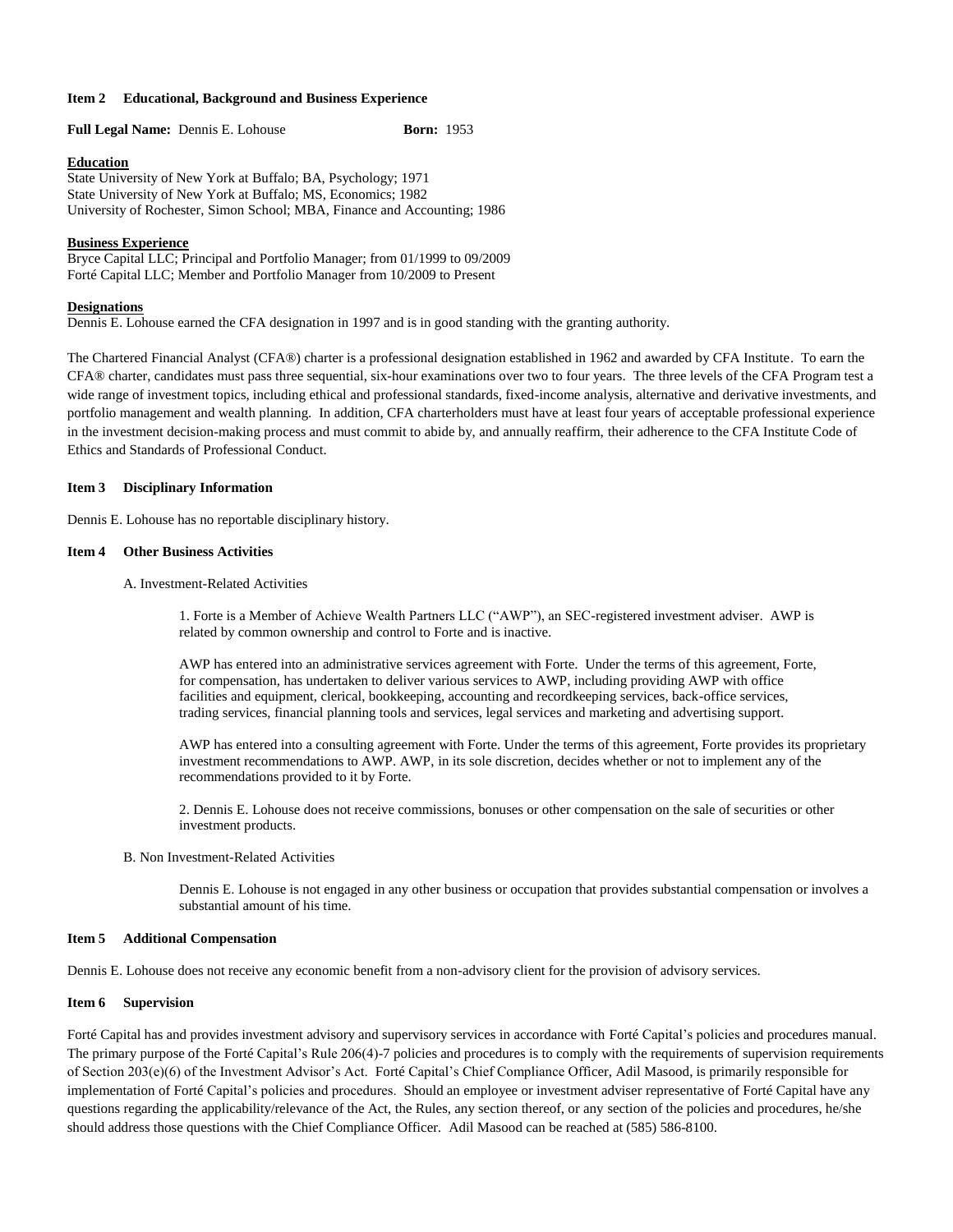### Item 2 Educational, Background and Business Experience

**Full Legal Name:** Dennis E. Lohouse **Born:** 1953

**Education**

State University of New York at Buffalo; BA, Psychology; 1971
State University of New York at Buffalo; MS, Economics; 1982
University of Rochester, Simon School; MBA, Finance and Accounting; 1986

**Business Experience**

Bryce Capital LLC; Principal and Portfolio Manager; from 01/1999 to 09/2009
Forté Capital LLC; Member and Portfolio Manager from 10/2009 to Present

**Designations**

Dennis E. Lohouse earned the CFA designation in 1997 and is in good standing with the granting authority.

The Chartered Financial Analyst (CFA®) charter is a professional designation established in 1962 and awarded by CFA Institute. To earn the CFA® charter, candidates must pass three sequential, six-hour examinations over two to four years. The three levels of the CFA Program test a wide range of investment topics, including ethical and professional standards, fixed-income analysis, alternative and derivative investments, and portfolio management and wealth planning. In addition, CFA charterholders must have at least four years of acceptable professional experience in the investment decision-making process and must commit to abide by, and annually reaffirm, their adherence to the CFA Institute Code of Ethics and Standards of Professional Conduct.

### Item 3 Disciplinary Information

Dennis E. Lohouse has no reportable disciplinary history.

### Item 4 Other Business Activities

A. Investment-Related Activities

1. Forte is a Member of Achieve Wealth Partners LLC ("AWP"), an SEC-registered investment adviser. AWP is related by common ownership and control to Forte and is inactive.

AWP has entered into an administrative services agreement with Forte. Under the terms of this agreement, Forte, for compensation, has undertaken to deliver various services to AWP, including providing AWP with office facilities and equipment, clerical, bookkeeping, accounting and recordkeeping services, back-office services, trading services, financial planning tools and services, legal services and marketing and advertising support.

AWP has entered into a consulting agreement with Forte. Under the terms of this agreement, Forte provides its proprietary investment recommendations to AWP. AWP, in its sole discretion, decides whether or not to implement any of the recommendations provided to it by Forte.

2. Dennis E. Lohouse does not receive commissions, bonuses or other compensation on the sale of securities or other investment products.

B. Non Investment-Related Activities

Dennis E. Lohouse is not engaged in any other business or occupation that provides substantial compensation or involves a substantial amount of his time.

### Item 5 Additional Compensation

Dennis E. Lohouse does not receive any economic benefit from a non-advisory client for the provision of advisory services.

### Item 6 Supervision

Forté Capital has and provides investment advisory and supervisory services in accordance with Forté Capital's policies and procedures manual. The primary purpose of the Forté Capital's Rule 206(4)-7 policies and procedures is to comply with the requirements of supervision requirements of Section 203(e)(6) of the Investment Advisor's Act. Forté Capital's Chief Compliance Officer, Adil Masood, is primarily responsible for implementation of Forté Capital's policies and procedures. Should an employee or investment adviser representative of Forté Capital have any questions regarding the applicability/relevance of the Act, the Rules, any section thereof, or any section of the policies and procedures, he/she should address those questions with the Chief Compliance Officer. Adil Masood can be reached at (585) 586-8100.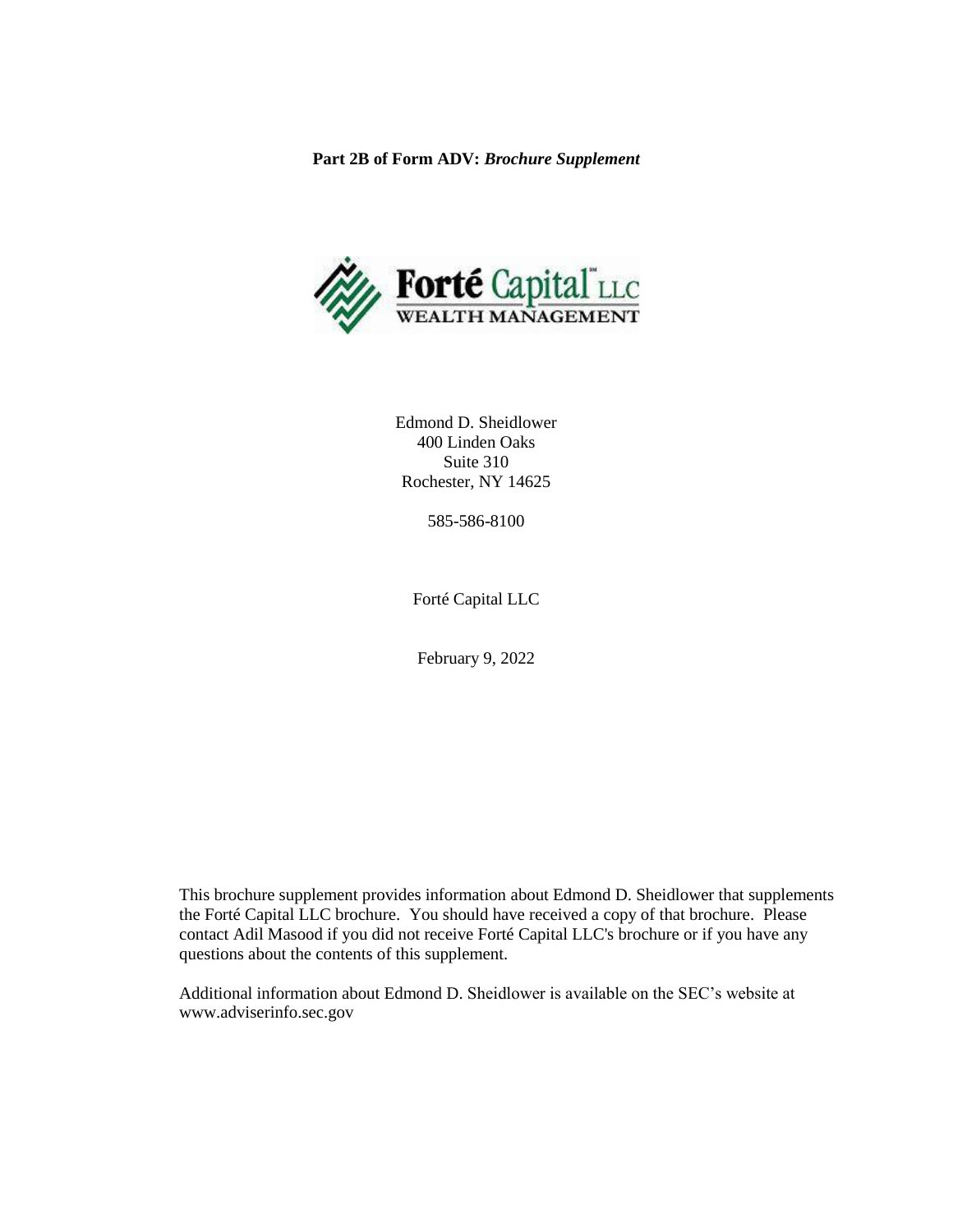**Part 2B of Form ADV:** ***Brochure Supplement***

Edmond D. Sheidlower
400 Linden Oaks
Suite 310
Rochester, NY 14625

585-586-8100

Forté Capital LLC

February 9, 2022

This brochure supplement provides information about Edmond D. Sheidlower that supplements the Forté Capital LLC brochure. You should have received a copy of that brochure. Please contact Adil Masood if you did not receive Forté Capital LLC's brochure or if you have any questions about the contents of this supplement.

Additional information about Edmond D. Sheidlower is available on the SEC's website at www.adviserinfo.sec.gov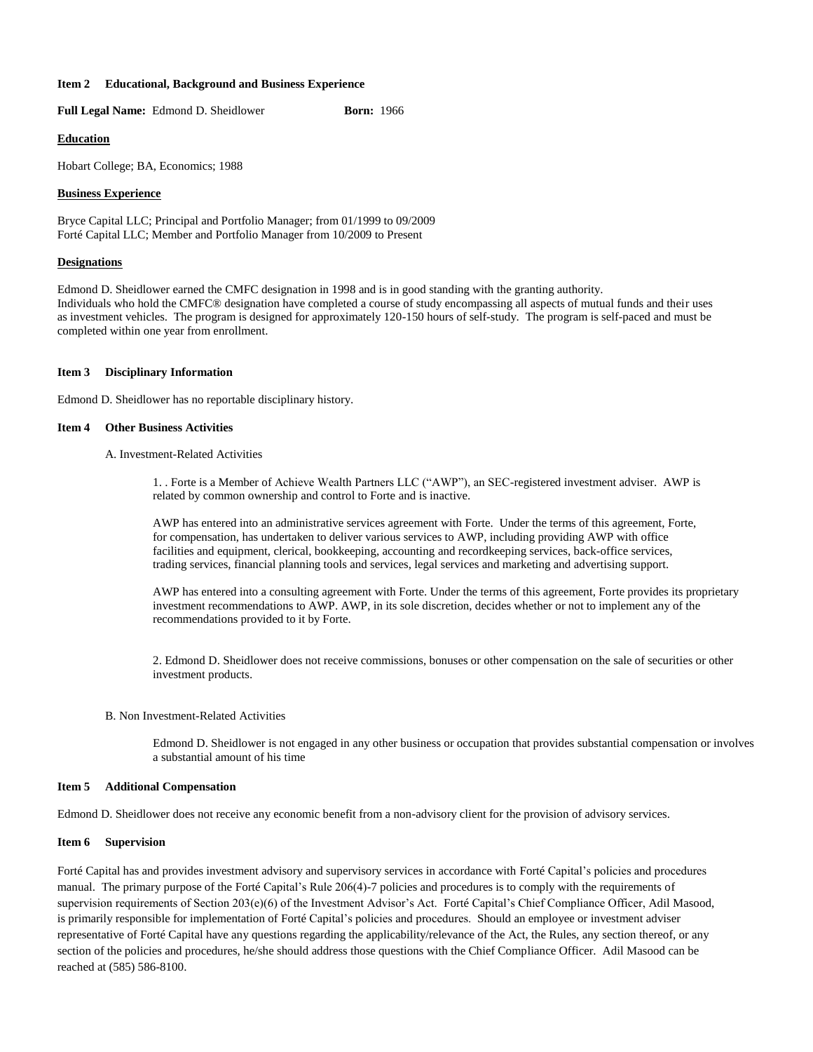**Item 2 Educational, Background and Business Experience**

**Full Legal Name:** Edmond D. Sheidlower **Born:** 1966

**Education**

Hobart College; BA, Economics; 1988

**Business Experience**

Bryce Capital LLC; Principal and Portfolio Manager; from 01/1999 to 09/2009
Forté Capital LLC; Member and Portfolio Manager from 10/2009 to Present

**Designations**

Edmond D. Sheidlower earned the CMFC designation in 1998 and is in good standing with the granting authority.
Individuals who hold the CMFC® designation have completed a course of study encompassing all aspects of mutual funds and their uses as investment vehicles. The program is designed for approximately 120-150 hours of self-study. The program is self-paced and must be completed within one year from enrollment.

**Item 3 Disciplinary Information**

Edmond D. Sheidlower has no reportable disciplinary history.

**Item 4 Other Business Activities**

A. Investment-Related Activities

1. . Forte is a Member of Achieve Wealth Partners LLC ("AWP"), an SEC-registered investment adviser. AWP is related by common ownership and control to Forte and is inactive.

AWP has entered into an administrative services agreement with Forte. Under the terms of this agreement, Forte, for compensation, has undertaken to deliver various services to AWP, including providing AWP with office facilities and equipment, clerical, bookkeeping, accounting and recordkeeping services, back-office services, trading services, financial planning tools and services, legal services and marketing and advertising support.

AWP has entered into a consulting agreement with Forte. Under the terms of this agreement, Forte provides its proprietary investment recommendations to AWP. AWP, in its sole discretion, decides whether or not to implement any of the recommendations provided to it by Forte.

2. Edmond D. Sheidlower does not receive commissions, bonuses or other compensation on the sale of securities or other investment products.

B. Non Investment-Related Activities

Edmond D. Sheidlower is not engaged in any other business or occupation that provides substantial compensation or involves a substantial amount of his time

**Item 5 Additional Compensation**

Edmond D. Sheidlower does not receive any economic benefit from a non-advisory client for the provision of advisory services.

**Item 6 Supervision**

Forté Capital has and provides investment advisory and supervisory services in accordance with Forté Capital's policies and procedures manual. The primary purpose of the Forté Capital's Rule 206(4)-7 policies and procedures is to comply with the requirements of supervision requirements of Section 203(e)(6) of the Investment Advisor's Act. Forté Capital's Chief Compliance Officer, Adil Masood, is primarily responsible for implementation of Forté Capital's policies and procedures. Should an employee or investment adviser representative of Forté Capital have any questions regarding the applicability/relevance of the Act, the Rules, any section thereof, or any section of the policies and procedures, he/she should address those questions with the Chief Compliance Officer. Adil Masood can be reached at (585) 586-8100.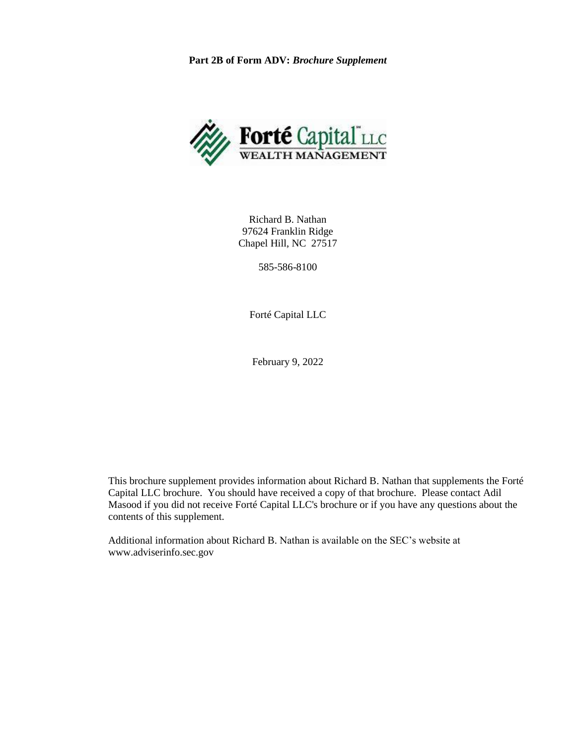**Part 2B of Form ADV:** ***Brochure Supplement***

Richard B. Nathan
97624 Franklin Ridge
Chapel Hill, NC 27517

585-586-8100

Forté Capital LLC

February 9, 2022

This brochure supplement provides information about Richard B. Nathan that supplements the Forté Capital LLC brochure. You should have received a copy of that brochure. Please contact Adil Masood if you did not receive Forté Capital LLC's brochure or if you have any questions about the contents of this supplement.

Additional information about Richard B. Nathan is available on the SEC's website at www.adviserinfo.sec.gov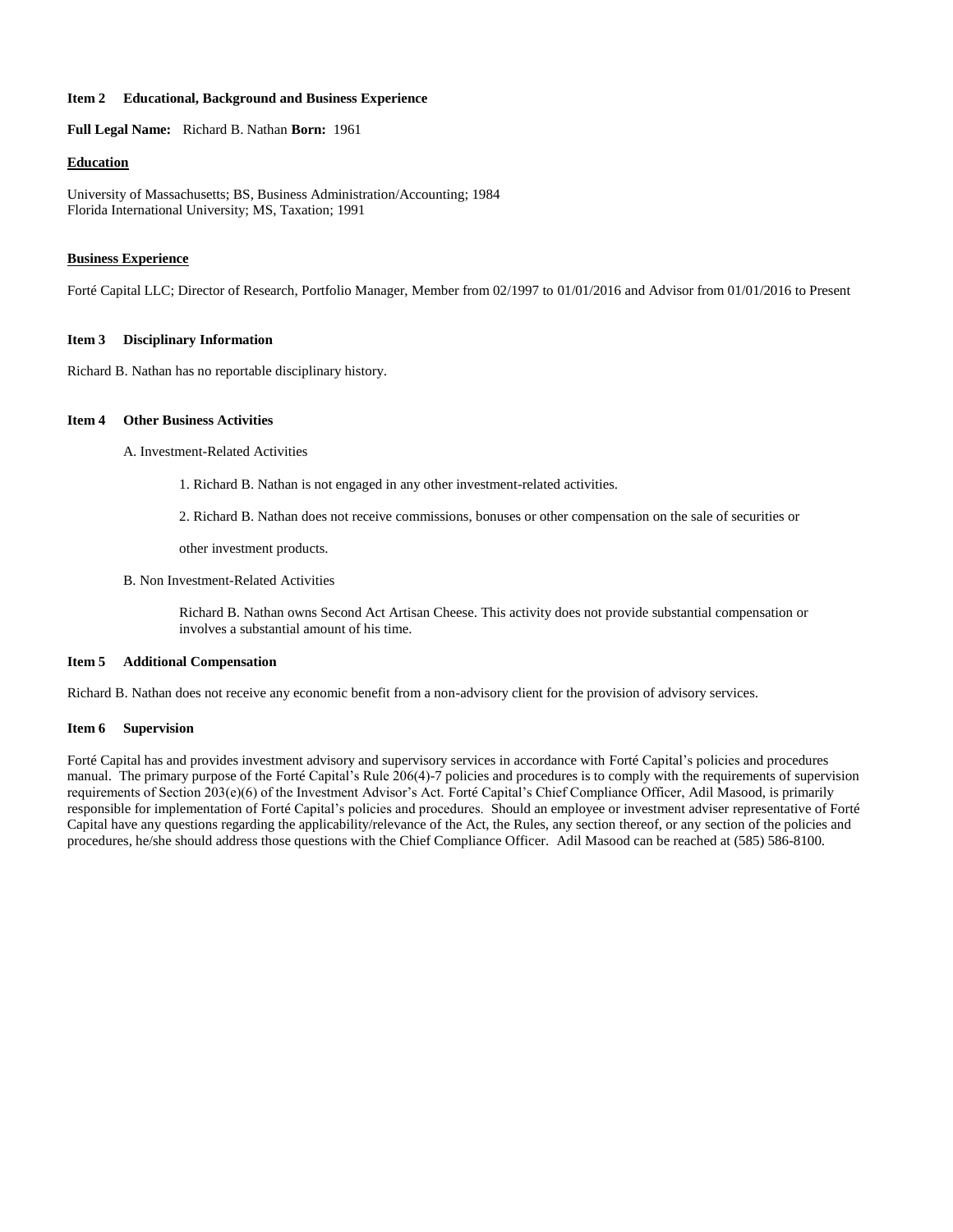**Item 2 Educational, Background and Business Experience**

**Full Legal Name:** Richard B. Nathan **Born:** 1961

**Education**

University of Massachusetts; BS, Business Administration/Accounting; 1984
Florida International University; MS, Taxation; 1991

**Business Experience**

Forté Capital LLC; Director of Research, Portfolio Manager, Member from 02/1997 to 01/01/2016 and Advisor from 01/01/2016 to Present

**Item 3 Disciplinary Information**

Richard B. Nathan has no reportable disciplinary history.

**Item 4 Other Business Activities**

A. Investment-Related Activities

1. Richard B. Nathan is not engaged in any other investment-related activities.

2. Richard B. Nathan does not receive commissions, bonuses or other compensation on the sale of securities or other investment products.

B. Non Investment-Related Activities

Richard B. Nathan owns Second Act Artisan Cheese. This activity does not provide substantial compensation or involves a substantial amount of his time.

**Item 5 Additional Compensation**

Richard B. Nathan does not receive any economic benefit from a non-advisory client for the provision of advisory services.

**Item 6 Supervision**

Forté Capital has and provides investment advisory and supervisory services in accordance with Forté Capital's policies and procedures manual. The primary purpose of the Forté Capital's Rule 206(4)-7 policies and procedures is to comply with the requirements of supervision requirements of Section 203(e)(6) of the Investment Advisor's Act. Forté Capital's Chief Compliance Officer, Adil Masood, is primarily responsible for implementation of Forté Capital's policies and procedures. Should an employee or investment adviser representative of Forté Capital have any questions regarding the applicability/relevance of the Act, the Rules, any section thereof, or any section of the policies and procedures, he/she should address those questions with the Chief Compliance Officer. Adil Masood can be reached at (585) 586-8100.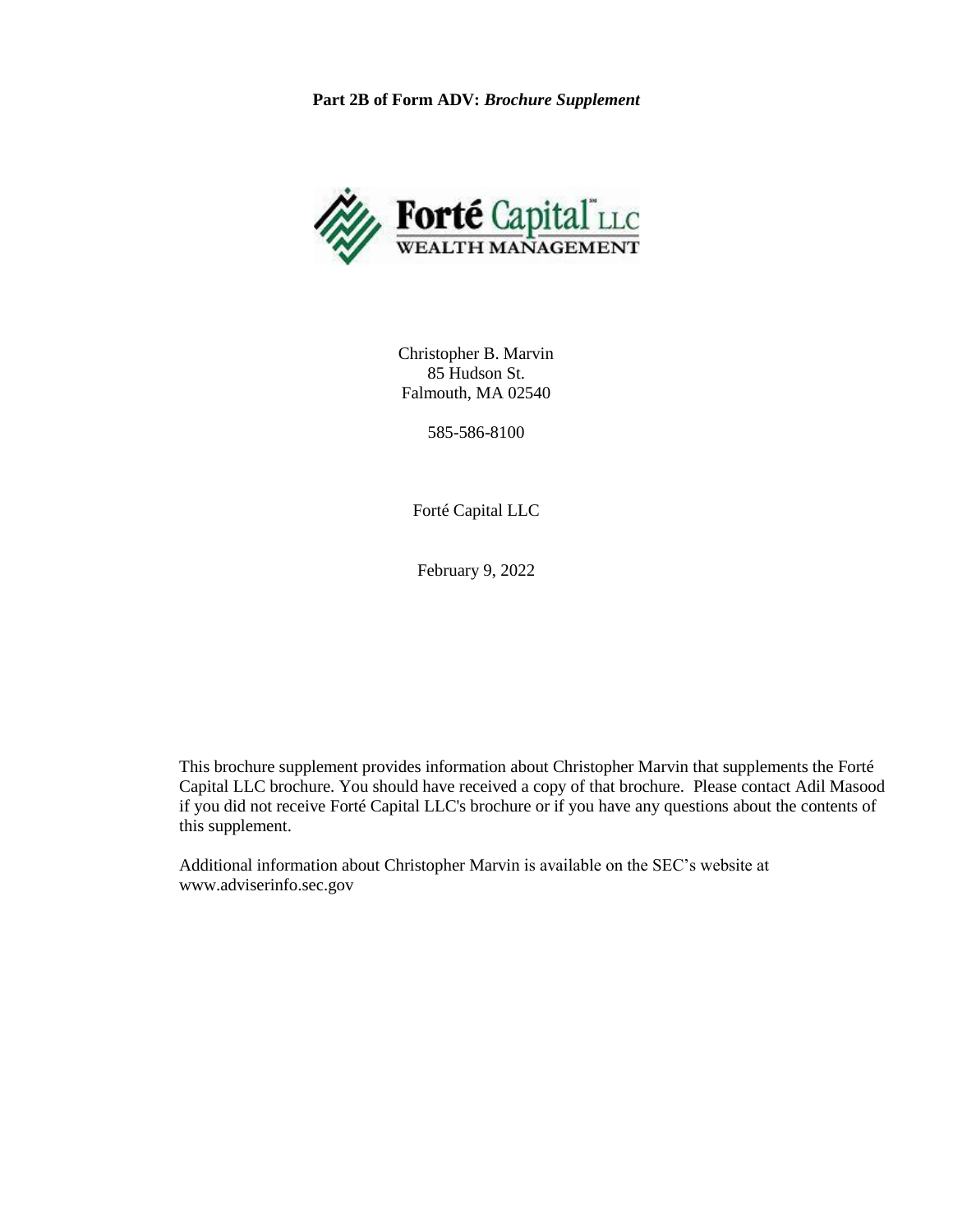**Part 2B of Form ADV:** ***Brochure Supplement***

Christopher B. Marvin
85 Hudson St.
Falmouth, MA 02540

585-586-8100

Forté Capital LLC

February 9, 2022

This brochure supplement provides information about Christopher Marvin that supplements the Forté Capital LLC brochure. You should have received a copy of that brochure. Please contact Adil Masood if you did not receive Forté Capital LLC's brochure or if you have any questions about the contents of this supplement.

Additional information about Christopher Marvin is available on the SEC's website at www.adviserinfo.sec.gov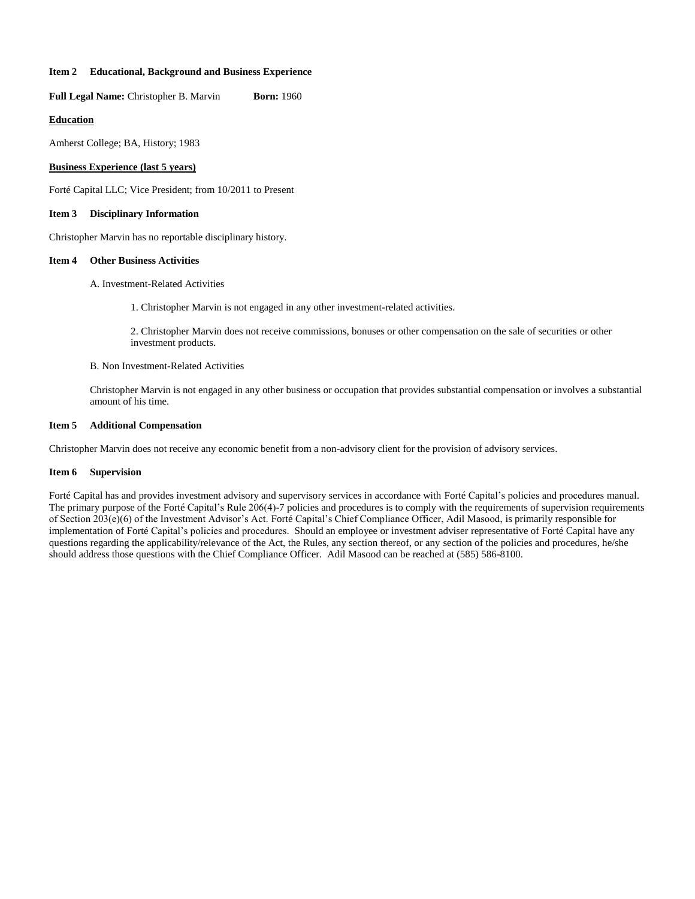**Item 2 Educational, Background and Business Experience**

**Full Legal Name:** Christopher B. Marvin **Born:** 1960

**Education**

Amherst College; BA, History; 1983

**Business Experience (last 5 years)**

Forté Capital LLC; Vice President; from 10/2011 to Present

**Item 3 Disciplinary Information**

Christopher Marvin has no reportable disciplinary history.

**Item 4 Other Business Activities**

A. Investment-Related Activities

1. Christopher Marvin is not engaged in any other investment-related activities.

2. Christopher Marvin does not receive commissions, bonuses or other compensation on the sale of securities or other investment products.

B. Non Investment-Related Activities

Christopher Marvin is not engaged in any other business or occupation that provides substantial compensation or involves a substantial amount of his time.

**Item 5 Additional Compensation**

Christopher Marvin does not receive any economic benefit from a non-advisory client for the provision of advisory services.

**Item 6 Supervision**

Forté Capital has and provides investment advisory and supervisory services in accordance with Forté Capital's policies and procedures manual. The primary purpose of the Forté Capital's Rule 206(4)-7 policies and procedures is to comply with the requirements of supervision requirements of Section 203(e)(6) of the Investment Advisor's Act. Forté Capital's Chief Compliance Officer, Adil Masood, is primarily responsible for implementation of Forté Capital's policies and procedures. Should an employee or investment adviser representative of Forté Capital have any questions regarding the applicability/relevance of the Act, the Rules, any section thereof, or any section of the policies and procedures, he/she should address those questions with the Chief Compliance Officer. Adil Masood can be reached at (585) 586-8100.